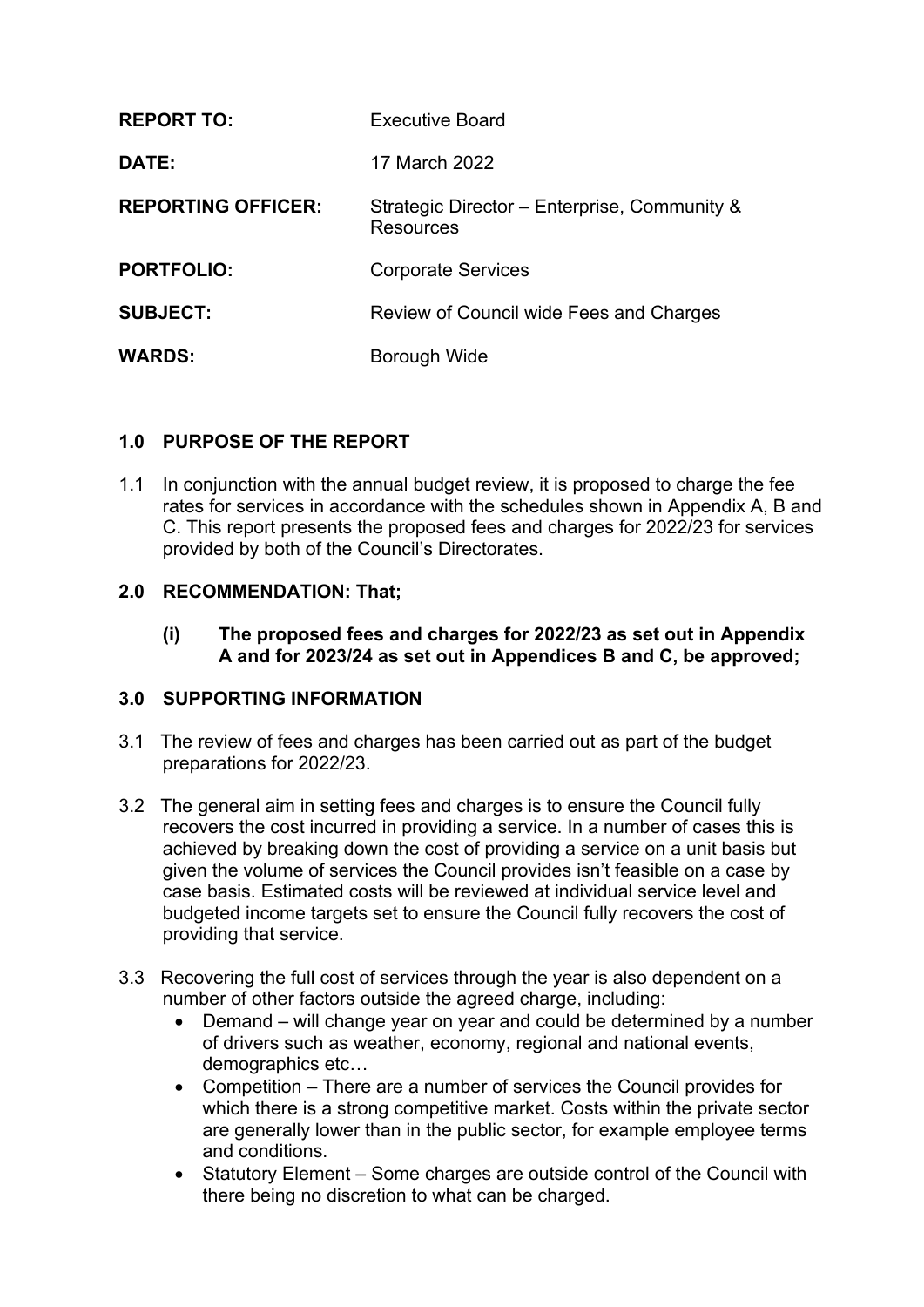| | |
|---|---|
| **REPORT TO:** | Executive Board |
| **DATE:** | 17 March 2022 |
| **REPORTING OFFICER:** | Strategic Director – Enterprise, Community & Resources |
| **PORTFOLIO:** | Corporate Services |
| **SUBJECT:** | Review of Council wide Fees and Charges |
| **WARDS:** | Borough Wide |

## 1.0 PURPOSE OF THE REPORT

1.1 In conjunction with the annual budget review, it is proposed to charge the fee rates for services in accordance with the schedules shown in Appendix A, B and C. This report presents the proposed fees and charges for 2022/23 for services provided by both of the Council's Directorates.

## 2.0 RECOMMENDATION: That;

**(i) The proposed fees and charges for 2022/23 as set out in Appendix A and for 2023/24 as set out in Appendices B and C, be approved;**

## 3.0 SUPPORTING INFORMATION

3.1 The review of fees and charges has been carried out as part of the budget preparations for 2022/23.

3.2 The general aim in setting fees and charges is to ensure the Council fully recovers the cost incurred in providing a service. In a number of cases this is achieved by breaking down the cost of providing a service on a unit basis but given the volume of services the Council provides isn't feasible on a case by case basis. Estimated costs will be reviewed at individual service level and budgeted income targets set to ensure the Council fully recovers the cost of providing that service.

3.3 Recovering the full cost of services through the year is also dependent on a number of other factors outside the agreed charge, including:

- Demand – will change year on year and could be determined by a number of drivers such as weather, economy, regional and national events, demographics etc…
- Competition – There are a number of services the Council provides for which there is a strong competitive market. Costs within the private sector are generally lower than in the public sector, for example employee terms and conditions.
- Statutory Element – Some charges are outside control of the Council with there being no discretion to what can be charged.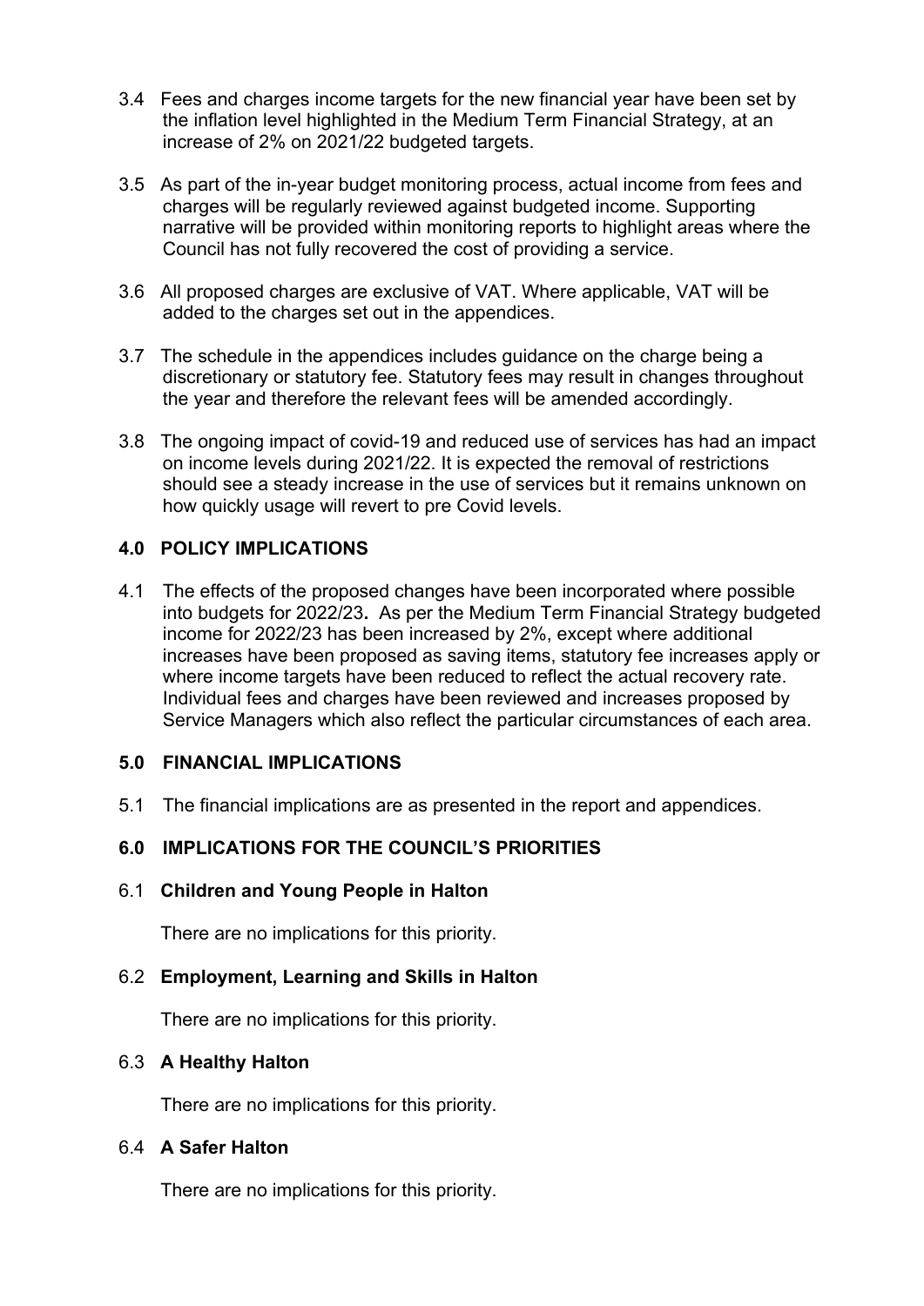3.4 Fees and charges income targets for the new financial year have been set by the inflation level highlighted in the Medium Term Financial Strategy, at an increase of 2% on 2021/22 budgeted targets.

3.5 As part of the in-year budget monitoring process, actual income from fees and charges will be regularly reviewed against budgeted income. Supporting narrative will be provided within monitoring reports to highlight areas where the Council has not fully recovered the cost of providing a service.

3.6 All proposed charges are exclusive of VAT. Where applicable, VAT will be added to the charges set out in the appendices.

3.7 The schedule in the appendices includes guidance on the charge being a discretionary or statutory fee. Statutory fees may result in changes throughout the year and therefore the relevant fees will be amended accordingly.

3.8 The ongoing impact of covid-19 and reduced use of services has had an impact on income levels during 2021/22. It is expected the removal of restrictions should see a steady increase in the use of services but it remains unknown on how quickly usage will revert to pre Covid levels.

## 4.0 POLICY IMPLICATIONS

4.1 The effects of the proposed changes have been incorporated where possible into budgets for 2022/23**.** As per the Medium Term Financial Strategy budgeted income for 2022/23 has been increased by 2%, except where additional increases have been proposed as saving items, statutory fee increases apply or where income targets have been reduced to reflect the actual recovery rate. Individual fees and charges have been reviewed and increases proposed by Service Managers which also reflect the particular circumstances of each area.

## 5.0 FINANCIAL IMPLICATIONS

5.1 The financial implications are as presented in the report and appendices.

## 6.0 IMPLICATIONS FOR THE COUNCIL'S PRIORITIES

### 6.1 Children and Young People in Halton

There are no implications for this priority.

### 6.2 Employment, Learning and Skills in Halton

There are no implications for this priority.

### 6.3 A Healthy Halton

There are no implications for this priority.

### 6.4 A Safer Halton

There are no implications for this priority.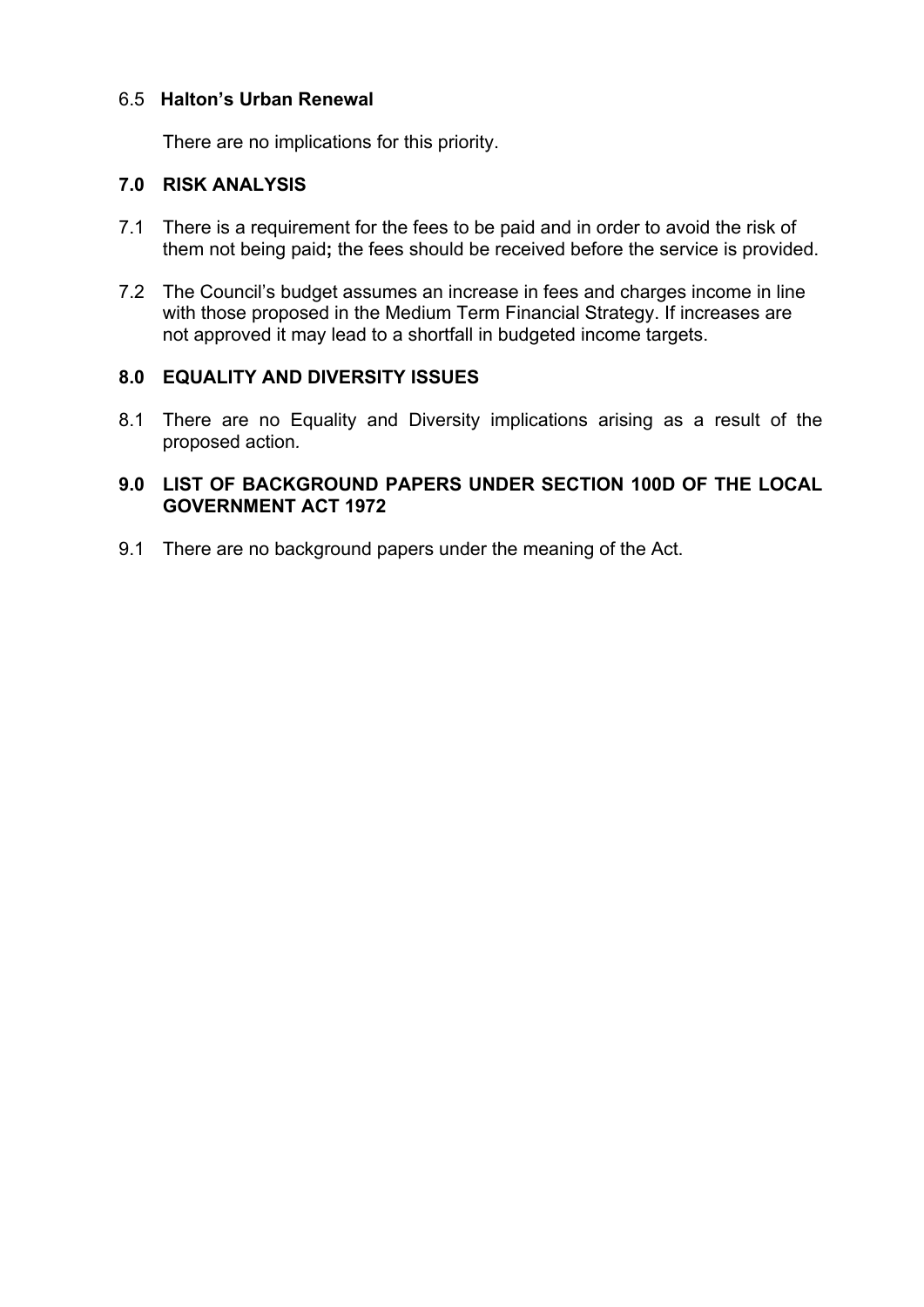6.5 **Halton's Urban Renewal**

There are no implications for this priority.

## 7.0 RISK ANALYSIS

7.1 There is a requirement for the fees to be paid and in order to avoid the risk of them not being paid**;** the fees should be received before the service is provided.

7.2 The Council's budget assumes an increase in fees and charges income in line with those proposed in the Medium Term Financial Strategy. If increases are not approved it may lead to a shortfall in budgeted income targets.

## 8.0 EQUALITY AND DIVERSITY ISSUES

8.1 There are no Equality and Diversity implications arising as a result of the proposed action.

## 9.0 LIST OF BACKGROUND PAPERS UNDER SECTION 100D OF THE LOCAL GOVERNMENT ACT 1972

9.1 There are no background papers under the meaning of the Act.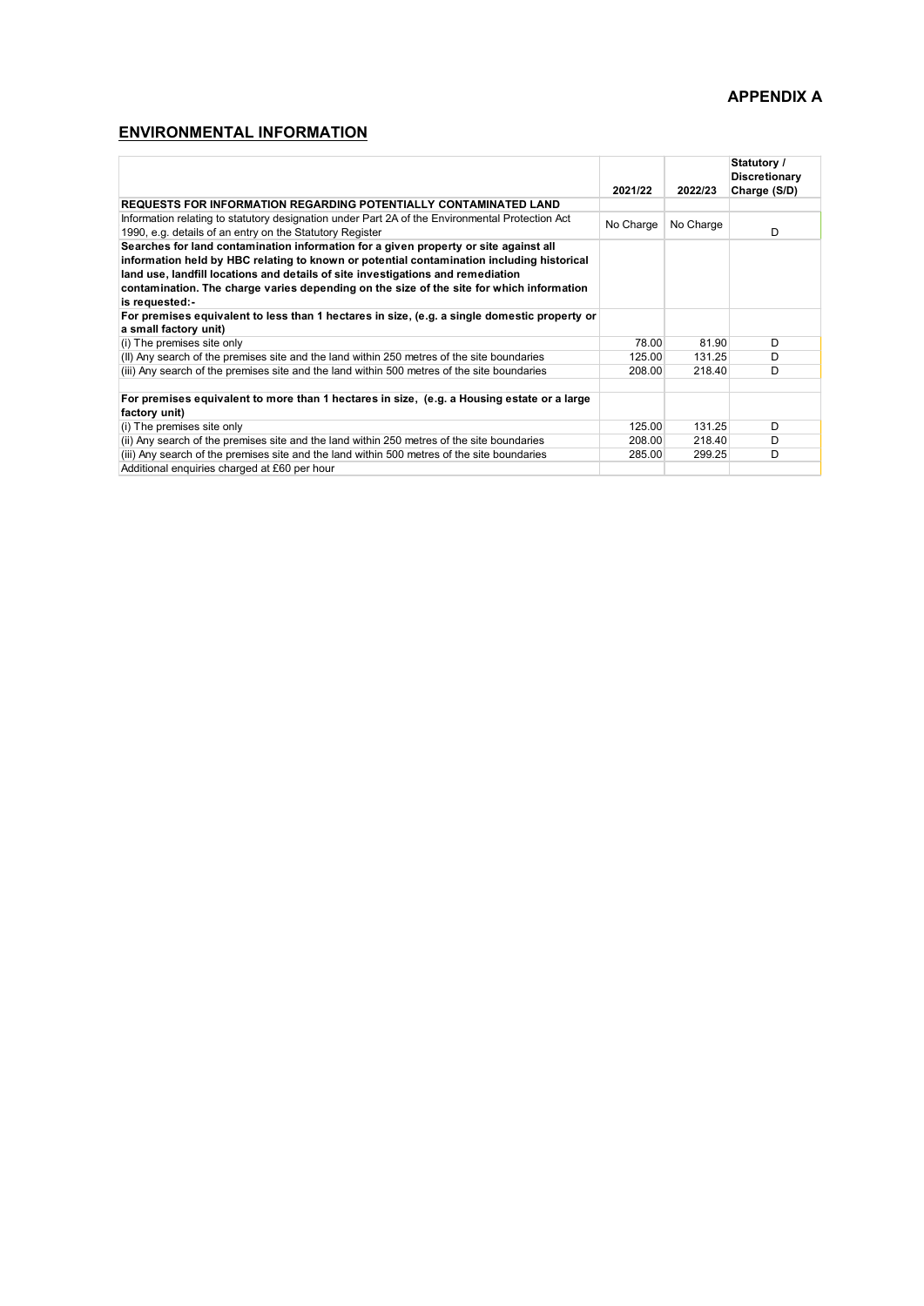**APPENDIX A**

## ENVIRONMENTAL INFORMATION

| | 2021/22 | 2022/23 | Statutory / Discretionary Charge (S/D) |
|---|---|---|---|
| **REQUESTS FOR INFORMATION REGARDING POTENTIALLY CONTAMINATED LAND** | | | |
| Information relating to statutory designation under Part 2A of the Environmental Protection Act 1990, e.g. details of an entry on the Statutory Register | No Charge | No Charge | D |
| **Searches for land contamination information for a given property or site against all information held by HBC relating to known or potential contamination including historical land use, landfill locations and details of site investigations and remediation contamination. The charge varies depending on the size of the site for which information is requested:-** | | | |
| **For premises equivalent to less than 1 hectares in size, (e.g. a single domestic property or a small factory unit)** | | | |
| (i) The premises site only | 78.00 | 81.90 | D |
| (II) Any search of the premises site and the land within 250 metres of the site boundaries | 125.00 | 131.25 | D |
| (iii) Any search of the premises site and the land within 500 metres of the site boundaries | 208.00 | 218.40 | D |
| | | | |
| **For premises equivalent to more than 1 hectares in size, (e.g. a Housing estate or a large factory unit)** | | | |
| (i) The premises site only | 125.00 | 131.25 | D |
| (ii) Any search of the premises site and the land within 250 metres of the site boundaries | 208.00 | 218.40 | D |
| (iii) Any search of the premises site and the land within 500 metres of the site boundaries | 285.00 | 299.25 | D |
| Additional enquiries charged at £60 per hour | | | |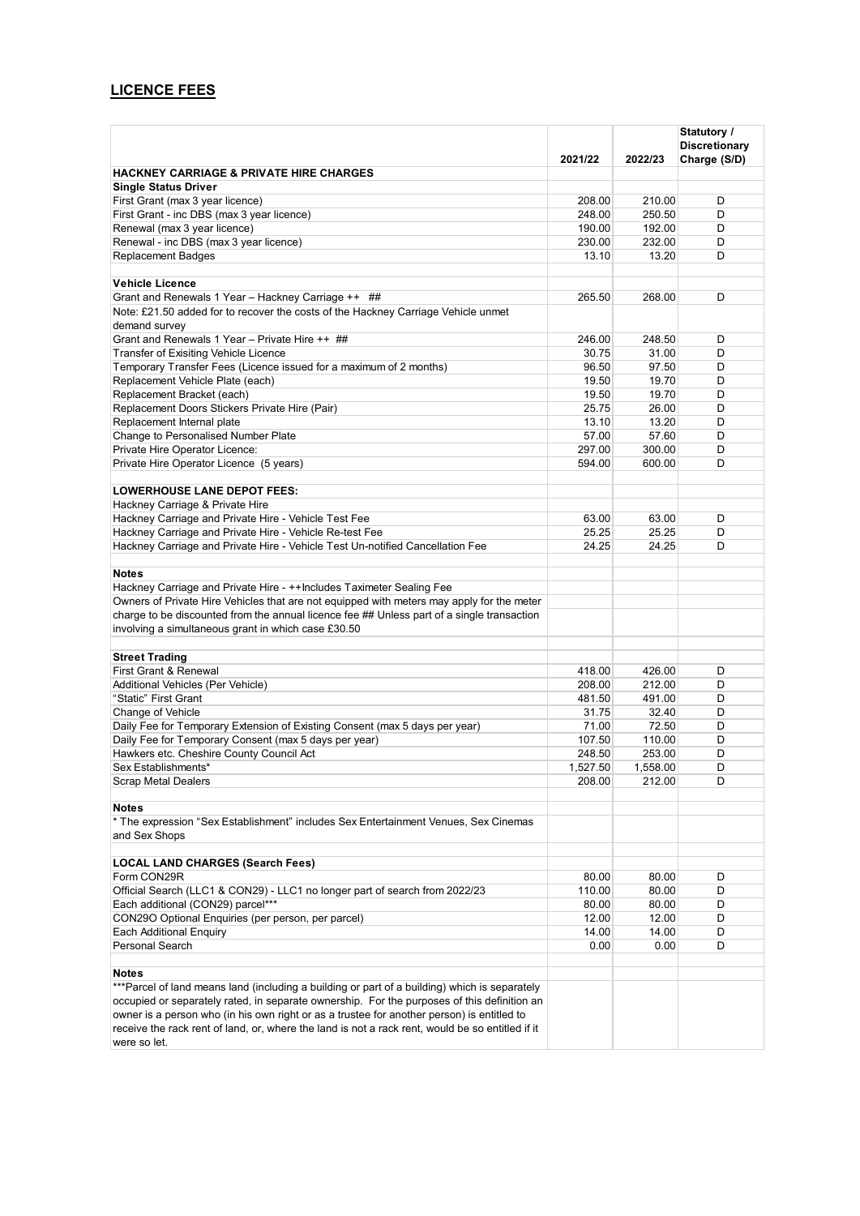## LICENCE FEES

| | 2021/22 | 2022/23 | Statutory / Discretionary Charge (S/D) |
|---|---|---|---|
| **HACKNEY CARRIAGE & PRIVATE HIRE CHARGES** | | | |
| **Single Status Driver** | | | |
| First Grant (max 3 year licence) | 208.00 | 210.00 | D |
| First Grant - inc DBS (max 3 year licence) | 248.00 | 250.50 | D |
| Renewal (max 3 year licence) | 190.00 | 192.00 | D |
| Renewal - inc DBS (max 3 year licence) | 230.00 | 232.00 | D |
| Replacement Badges | 13.10 | 13.20 | D |
| | | | |
| **Vehicle Licence** | | | |
| Grant and Renewals 1 Year – Hackney Carriage ++ ## | 265.50 | 268.00 | D |
| Note: £21.50 added for to recover the costs of the Hackney Carriage Vehicle unmet demand survey | | | |
| Grant and Renewals 1 Year – Private Hire ++ ## | 246.00 | 248.50 | D |
| Transfer of Exisiting Vehicle Licence | 30.75 | 31.00 | D |
| Temporary Transfer Fees (Licence issued for a maximum of 2 months) | 96.50 | 97.50 | D |
| Replacement Vehicle Plate (each) | 19.50 | 19.70 | D |
| Replacement Bracket (each) | 19.50 | 19.70 | D |
| Replacement Doors Stickers Private Hire (Pair) | 25.75 | 26.00 | D |
| Replacement Internal plate | 13.10 | 13.20 | D |
| Change to Personalised Number Plate | 57.00 | 57.60 | D |
| Private Hire Operator Licence: | 297.00 | 300.00 | D |
| Private Hire Operator Licence (5 years) | 594.00 | 600.00 | D |
| | | | |
| **LOWERHOUSE LANE DEPOT FEES:** | | | |
| Hackney Carriage & Private Hire | | | |
| Hackney Carriage and Private Hire - Vehicle Test Fee | 63.00 | 63.00 | D |
| Hackney Carriage and Private Hire - Vehicle Re-test Fee | 25.25 | 25.25 | D |
| Hackney Carriage and Private Hire - Vehicle Test Un-notified Cancellation Fee | 24.25 | 24.25 | D |
| | | | |
| **Notes** | | | |
| Hackney Carriage and Private Hire - ++Includes Taximeter Sealing Fee | | | |
| Owners of Private Hire Vehicles that are not equipped with meters may apply for the meter charge to be discounted from the annual licence fee ## Unless part of a single transaction involving a simultaneous grant in which case £30.50 | | | |
| | | | |
| **Street Trading** | | | |
| First Grant & Renewal | 418.00 | 426.00 | D |
| Additional Vehicles (Per Vehicle) | 208.00 | 212.00 | D |
| "Static" First Grant | 481.50 | 491.00 | D |
| Change of Vehicle | 31.75 | 32.40 | D |
| Daily Fee for Temporary Extension of Existing Consent (max 5 days per year) | 71.00 | 72.50 | D |
| Daily Fee for Temporary Consent (max 5 days per year) | 107.50 | 110.00 | D |
| Hawkers etc. Cheshire County Council Act | 248.50 | 253.00 | D |
| Sex Establishments* | 1,527.50 | 1,558.00 | D |
| Scrap Metal Dealers | 208.00 | 212.00 | D |
| | | | |
| **Notes** | | | |
| * The expression "Sex Establishment" includes Sex Entertainment Venues, Sex Cinemas and Sex Shops | | | |
| | | | |
| **LOCAL LAND CHARGES (Search Fees)** | | | |
| Form CON29R | 80.00 | 80.00 | D |
| Official Search (LLC1 & CON29) - LLC1 no longer part of search from 2022/23 | 110.00 | 80.00 | D |
| Each additional (CON29) parcel*** | 80.00 | 80.00 | D |
| CON29O Optional Enquiries (per person, per parcel) | 12.00 | 12.00 | D |
| Each Additional Enquiry | 14.00 | 14.00 | D |
| Personal Search | 0.00 | 0.00 | D |
| | | | |
| **Notes** | | | |
| ***Parcel of land means land (including a building or part of a building) which is separately occupied or separately rated, in separate ownership. For the purposes of this definition an owner is a person who (in his own right or as a trustee for another person) is entitled to receive the rack rent of land, or, where the land is not a rack rent, would be so entitled if it were so let. | | | |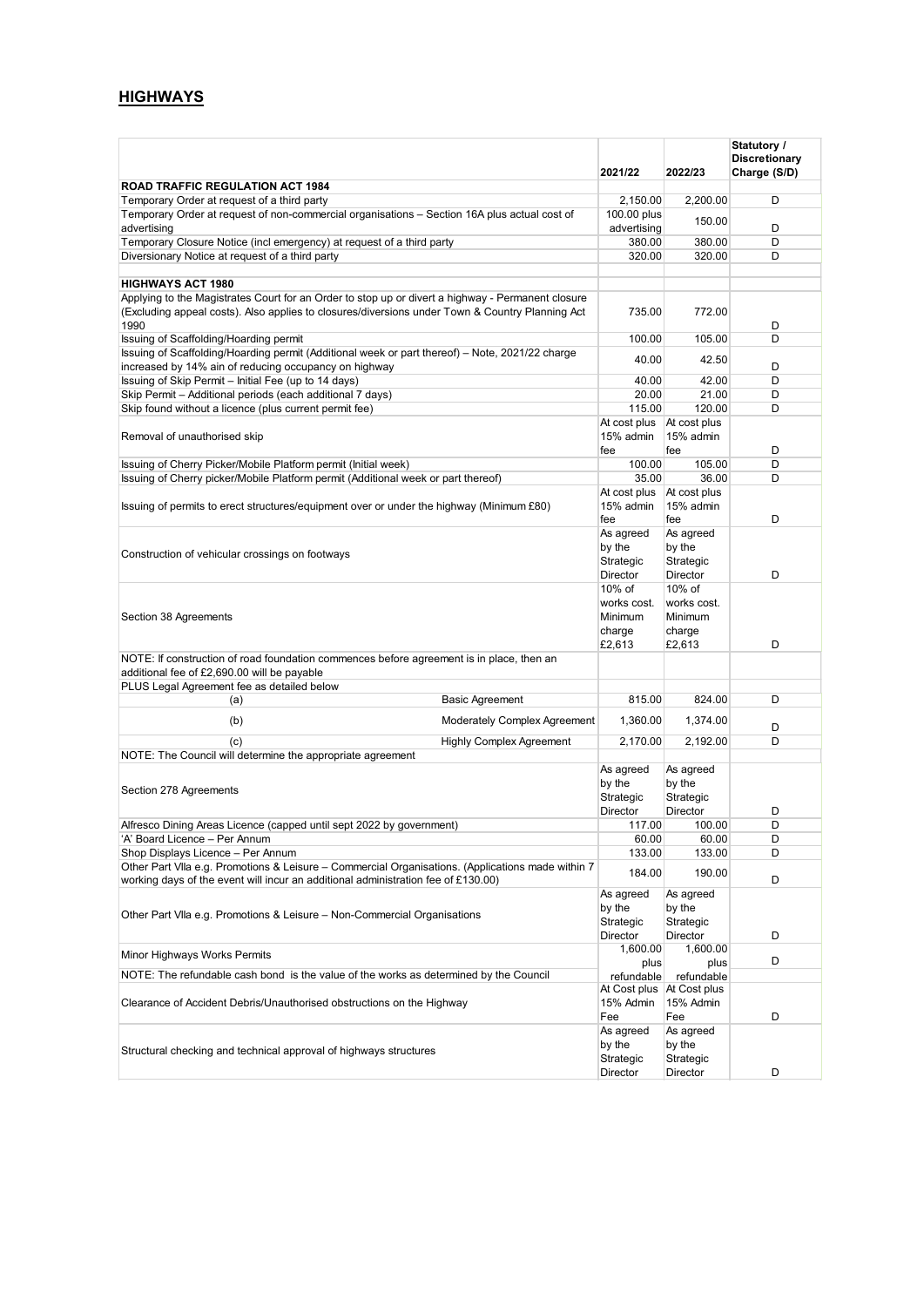## HIGHWAYS

| | | 2021/22 | 2022/23 | Statutory / Discretionary Charge (S/D) |
|---|---|---|---|---|
| **ROAD TRAFFIC REGULATION ACT 1984** | | | | |
| Temporary Order at request of a third party | | 2,150.00 | 2,200.00 | D |
| Temporary Order at request of non-commercial organisations – Section 16A plus actual cost of advertising | | 100.00 plus advertising | 150.00 | D |
| Temporary Closure Notice (incl emergency) at request of a third party | | 380.00 | 380.00 | D |
| Diversionary Notice at request of a third party | | 320.00 | 320.00 | D |
| | | | | |
| **HIGHWAYS ACT 1980** | | | | |
| Applying to the Magistrates Court for an Order to stop up or divert a highway - Permanent closure (Excluding appeal costs). Also applies to closures/diversions under Town & Country Planning Act 1990 | | 735.00 | 772.00 | D |
| Issuing of Scaffolding/Hoarding permit | | 100.00 | 105.00 | D |
| Issuing of Scaffolding/Hoarding permit (Additional week or part thereof) – Note, 2021/22 charge increased by 14% ain of reducing occupancy on highway | | 40.00 | 42.50 | D |
| Issuing of Skip Permit – Initial Fee (up to 14 days) | | 40.00 | 42.00 | D |
| Skip Permit – Additional periods (each additional 7 days) | | 20.00 | 21.00 | D |
| Skip found without a licence (plus current permit fee) | | 115.00 | 120.00 | D |
| Removal of unauthorised skip | | At cost plus 15% admin fee | At cost plus 15% admin fee | D |
| Issuing of Cherry Picker/Mobile Platform permit (Initial week) | | 100.00 | 105.00 | D |
| Issuing of Cherry picker/Mobile Platform permit (Additional week or part thereof) | | 35.00 | 36.00 | D |
| Issuing of permits to erect structures/equipment over or under the highway (Minimum £80) | | At cost plus 15% admin fee | At cost plus 15% admin fee | D |
| Construction of vehicular crossings on footways | | As agreed by the Strategic Director | As agreed by the Strategic Director | D |
| Section 38 Agreements | | 10% of works cost. Minimum charge £2,613 | 10% of works cost. Minimum charge £2,613 | D |
| NOTE: If construction of road foundation commences before agreement is in place, then an additional fee of £2,690.00 will be payable | | | | |
| PLUS Legal Agreement fee as detailed below | | | | |
| (a) | Basic Agreement | 815.00 | 824.00 | D |
| (b) | Moderately Complex Agreement | 1,360.00 | 1,374.00 | D |
| (c) | Highly Complex Agreement | 2,170.00 | 2,192.00 | D |
| NOTE: The Council will determine the appropriate agreement | | | | |
| Section 278 Agreements | | As agreed by the Strategic Director | As agreed by the Strategic Director | D |
| Alfresco Dining Areas Licence (capped until sept 2022 by government) | | 117.00 | 100.00 | D |
| 'A' Board Licence – Per Annum | | 60.00 | 60.00 | D |
| Shop Displays Licence – Per Annum | | 133.00 | 133.00 | D |
| Other Part VIIa e.g. Promotions & Leisure – Commercial Organisations. (Applications made within 7 working days of the event will incur an additional administration fee of £130.00) | | 184.00 | 190.00 | D |
| Other Part VIIa e.g. Promotions & Leisure – Non-Commercial Organisations | | As agreed by the Strategic Director | As agreed by the Strategic Director | D |
| Minor Highways Works Permits | | 1,600.00 plus | 1,600.00 plus | D |
| NOTE: The refundable cash bond is the value of the works as determined by the Council | | refundable | refundable | |
| Clearance of Accident Debris/Unauthorised obstructions on the Highway | | At Cost plus 15% Admin Fee | At Cost plus 15% Admin Fee | D |
| Structural checking and technical approval of highways structures | | As agreed by the Strategic Director | As agreed by the Strategic Director | D |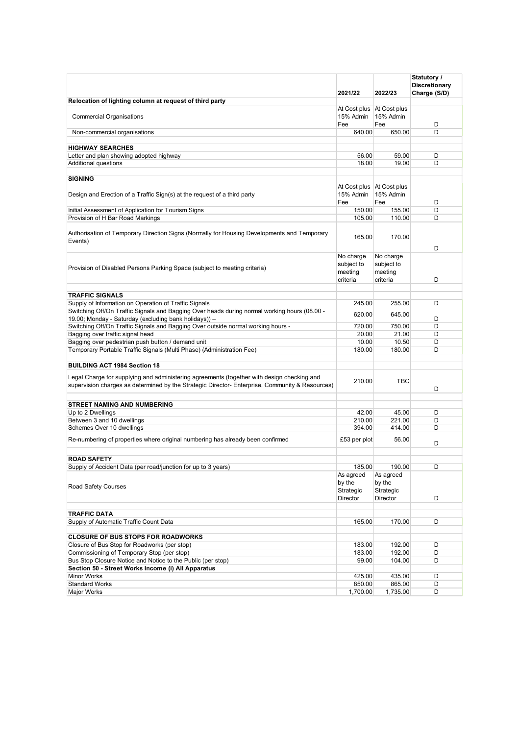| | 2021/22 | 2022/23 | Statutory / Discretionary Charge (S/D) |
|---|---|---|---|
| **Relocation of lighting column at request of third party** | | | |
| Commercial Organisations | At Cost plus 15% Admin Fee | At Cost plus 15% Admin Fee | D |
| Non-commercial organisations | 640.00 | 650.00 | D |
| | | | |
| **HIGHWAY SEARCHES** | | | |
| Letter and plan showing adopted highway | 56.00 | 59.00 | D |
| Additional questions | 18.00 | 19.00 | D |
| | | | |
| **SIGNING** | | | |
| Design and Erection of a Traffic Sign(s) at the request of a third party | At Cost plus 15% Admin Fee | At Cost plus 15% Admin Fee | D |
| Initial Assessment of Application for Tourism Signs | 150.00 | 155.00 | D |
| Provision of H Bar Road Markings | 105.00 | 110.00 | D |
| Authorisation of Temporary Direction Signs (Normally for Housing Developments and Temporary Events) | 165.00 | 170.00 | D |
| Provision of Disabled Persons Parking Space (subject to meeting criteria) | No charge subject to meeting criteria | No charge subject to meeting criteria | D |
| | | | |
| **TRAFFIC SIGNALS** | | | |
| Supply of Information on Operation of Traffic Signals | 245.00 | 255.00 | D |
| Switching Off/On Traffic Signals and Bagging Over heads during normal working hours (08.00 - 19.00; Monday - Saturday (excluding bank holidays)) – | 620.00 | 645.00 | D |
| Switching Off/On Traffic Signals and Bagging Over outside normal working hours - | 720.00 | 750.00 | D |
| Bagging over traffic signal head | 20.00 | 21.00 | D |
| Bagging over pedestrian push button / demand unit | 10.00 | 10.50 | D |
| Temporary Portable Traffic Signals (Multi Phase) (Administration Fee) | 180.00 | 180.00 | D |
| | | | |
| **BUILDING ACT 1984 Section 18** | | | |
| Legal Charge for supplying and administering agreements (together with design checking and supervision charges as determined by the Strategic Director- Enterprise, Community & Resources) | 210.00 | TBC | D |
| | | | |
| **STREET NAMING AND NUMBERING** | | | |
| Up to 2 Dwellings | 42.00 | 45.00 | D |
| Between 3 and 10 dwellings | 210.00 | 221.00 | D |
| Schemes Over 10 dwellings | 394.00 | 414.00 | D |
| Re-numbering of properties where original numbering has already been confirmed | £53 per plot | 56.00 | D |
| | | | |
| **ROAD SAFETY** | | | |
| Supply of Accident Data (per road/junction for up to 3 years) | 185.00 | 190.00 | D |
| Road Safety Courses | As agreed by the Strategic Director | As agreed by the Strategic Director | D |
| | | | |
| **TRAFFIC DATA** | | | |
| Supply of Automatic Traffic Count Data | 165.00 | 170.00 | D |
| | | | |
| **CLOSURE OF BUS STOPS FOR ROADWORKS** | | | |
| Closure of Bus Stop for Roadworks (per stop) | 183.00 | 192.00 | D |
| Commissioning of Temporary Stop (per stop) | 183.00 | 192.00 | D |
| Bus Stop Closure Notice and Notice to the Public (per stop) | 99.00 | 104.00 | D |
| **Section 50 - Street Works Income (i) All Apparatus** | | | |
| Minor Works | 425.00 | 435.00 | D |
| Standard Works | 850.00 | 865.00 | D |
| Major Works | 1,700.00 | 1,735.00 | D |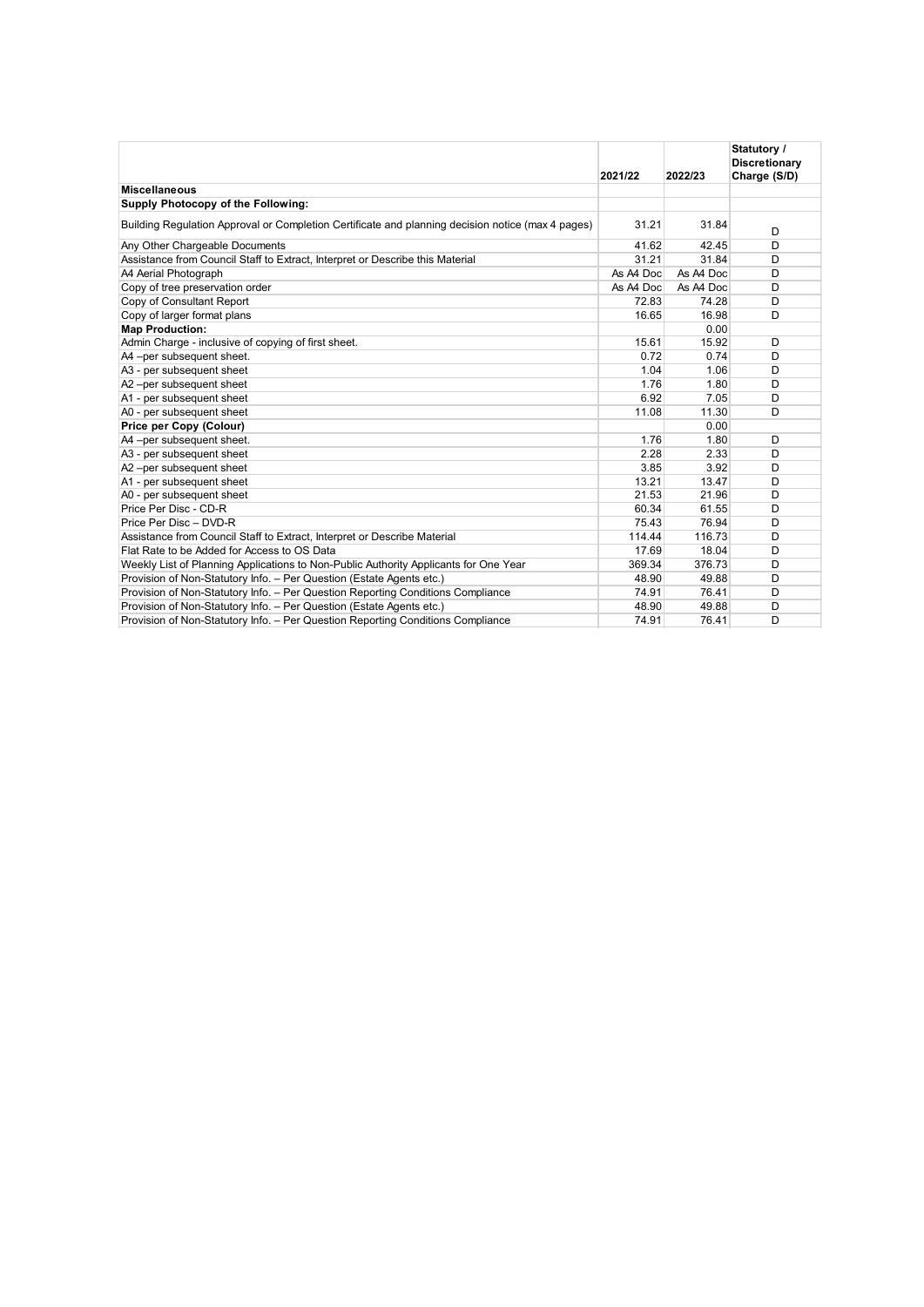| | 2021/22 | 2022/23 | Statutory / Discretionary Charge (S/D) |
|---|---|---|---|
| **Miscellaneous** | | | |
| **Supply Photocopy of the Following:** | | | |
| Building Regulation Approval or Completion Certificate and planning decision notice (max 4 pages) | 31.21 | 31.84 | D |
| Any Other Chargeable Documents | 41.62 | 42.45 | D |
| Assistance from Council Staff to Extract, Interpret or Describe this Material | 31.21 | 31.84 | D |
| A4 Aerial Photograph | As A4 Doc | As A4 Doc | D |
| Copy of tree preservation order | As A4 Doc | As A4 Doc | D |
| Copy of Consultant Report | 72.83 | 74.28 | D |
| Copy of larger format plans | 16.65 | 16.98 | D |
| **Map Production:** | | 0.00 | |
| Admin Charge - inclusive of copying of first sheet. | 15.61 | 15.92 | D |
| A4 –per subsequent sheet. | 0.72 | 0.74 | D |
| A3 - per subsequent sheet | 1.04 | 1.06 | D |
| A2 –per subsequent sheet | 1.76 | 1.80 | D |
| A1 - per subsequent sheet | 6.92 | 7.05 | D |
| A0 - per subsequent sheet | 11.08 | 11.30 | D |
| **Price per Copy (Colour)** | | 0.00 | |
| A4 –per subsequent sheet. | 1.76 | 1.80 | D |
| A3 - per subsequent sheet | 2.28 | 2.33 | D |
| A2 –per subsequent sheet | 3.85 | 3.92 | D |
| A1 - per subsequent sheet | 13.21 | 13.47 | D |
| A0 - per subsequent sheet | 21.53 | 21.96 | D |
| Price Per Disc - CD-R | 60.34 | 61.55 | D |
| Price Per Disc – DVD-R | 75.43 | 76.94 | D |
| Assistance from Council Staff to Extract, Interpret or Describe Material | 114.44 | 116.73 | D |
| Flat Rate to be Added for Access to OS Data | 17.69 | 18.04 | D |
| Weekly List of Planning Applications to Non-Public Authority Applicants for One Year | 369.34 | 376.73 | D |
| Provision of Non-Statutory Info. – Per Question (Estate Agents etc.) | 48.90 | 49.88 | D |
| Provision of Non-Statutory Info. – Per Question Reporting Conditions Compliance | 74.91 | 76.41 | D |
| Provision of Non-Statutory Info. – Per Question (Estate Agents etc.) | 48.90 | 49.88 | D |
| Provision of Non-Statutory Info. – Per Question Reporting Conditions Compliance | 74.91 | 76.41 | D |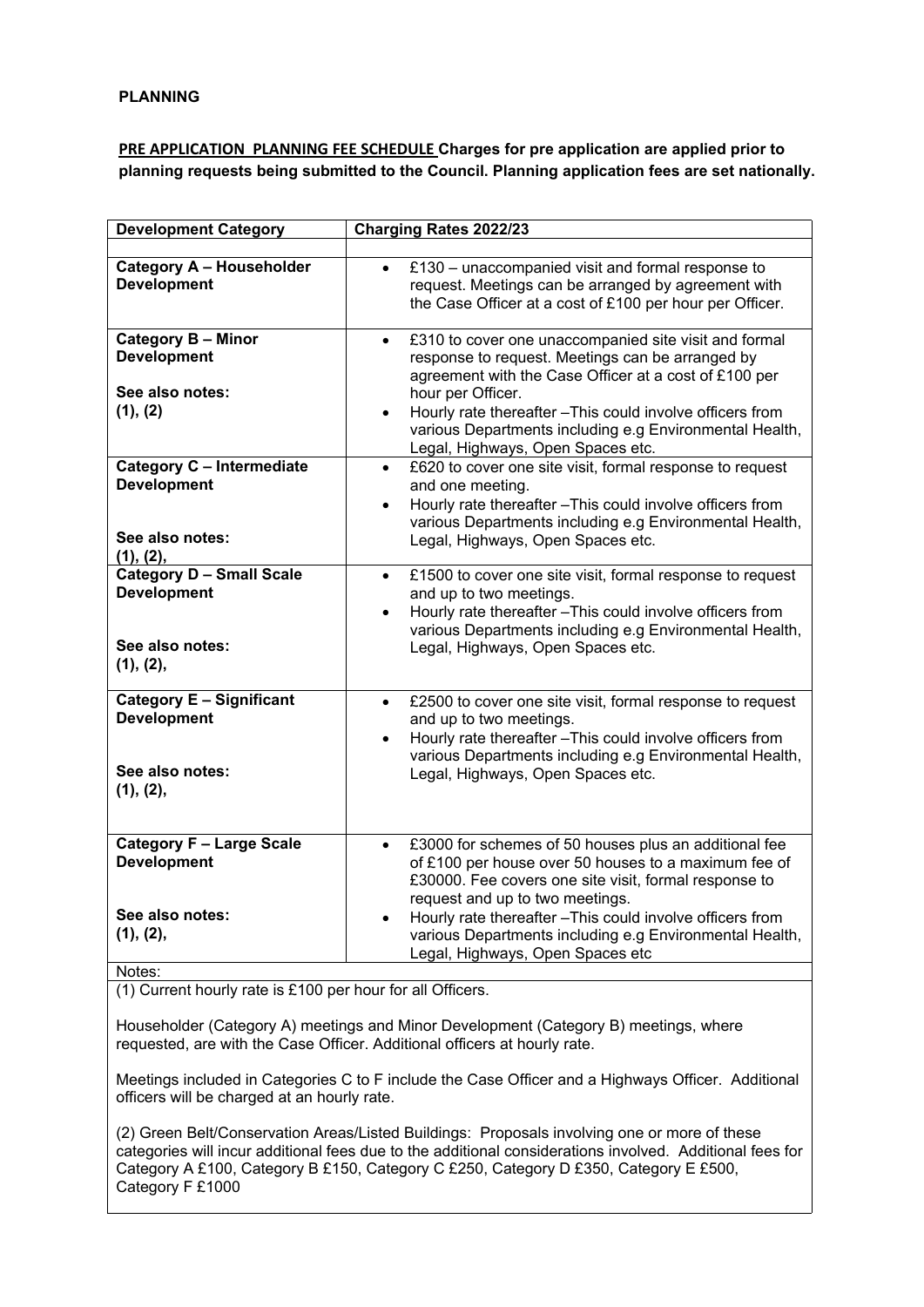**PLANNING**

**PRE APPLICATION PLANNING FEE SCHEDULE Charges for pre application are applied prior to planning requests being submitted to the Council. Planning application fees are set nationally.**

| Development Category | Charging Rates 2022/23 |
|---|---|
| | |
| **Category A – Householder Development** | • £130 – unaccompanied visit and formal response to request. Meetings can be arranged by agreement with the Case Officer at a cost of £100 per hour per Officer. |
| **Category B – Minor Development**<br><br>**See also notes: (1), (2)** | • £310 to cover one unaccompanied site visit and formal response to request. Meetings can be arranged by agreement with the Case Officer at a cost of £100 per hour per Officer.<br>• Hourly rate thereafter –This could involve officers from various Departments including e.g Environmental Health, Legal, Highways, Open Spaces etc. |
| **Category C – Intermediate Development**<br><br>**See also notes: (1), (2),** | • £620 to cover one site visit, formal response to request and one meeting.<br>• Hourly rate thereafter –This could involve officers from various Departments including e.g Environmental Health, Legal, Highways, Open Spaces etc. |
| **Category D – Small Scale Development**<br><br>**See also notes: (1), (2),** | • £1500 to cover one site visit, formal response to request and up to two meetings.<br>• Hourly rate thereafter –This could involve officers from various Departments including e.g Environmental Health, Legal, Highways, Open Spaces etc. |
| **Category E – Significant Development**<br><br>**See also notes: (1), (2),** | • £2500 to cover one site visit, formal response to request and up to two meetings.<br>• Hourly rate thereafter –This could involve officers from various Departments including e.g Environmental Health, Legal, Highways, Open Spaces etc. |
| **Category F – Large Scale Development**<br><br>**See also notes: (1), (2),** | • £3000 for schemes of 50 houses plus an additional fee of £100 per house over 50 houses to a maximum fee of £30000. Fee covers one site visit, formal response to request and up to two meetings.<br>• Hourly rate thereafter –This could involve officers from various Departments including e.g Environmental Health, Legal, Highways, Open Spaces etc |

Notes:

(1) Current hourly rate is £100 per hour for all Officers.

Householder (Category A) meetings and Minor Development (Category B) meetings, where requested, are with the Case Officer. Additional officers at hourly rate.

Meetings included in Categories C to F include the Case Officer and a Highways Officer. Additional officers will be charged at an hourly rate.

(2) Green Belt/Conservation Areas/Listed Buildings: Proposals involving one or more of these categories will incur additional fees due to the additional considerations involved. Additional fees for Category A £100, Category B £150, Category C £250, Category D £350, Category E £500, Category F £1000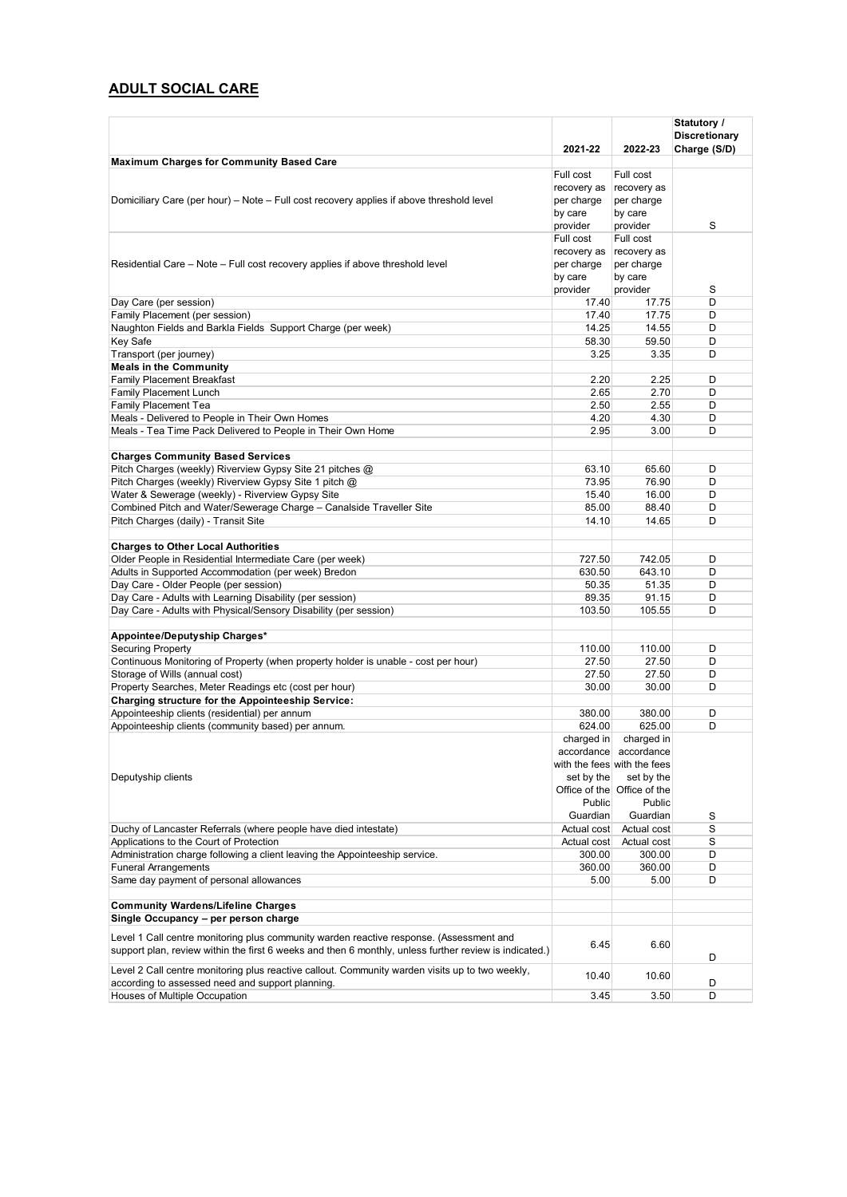## ADULT SOCIAL CARE

| | 2021-22 | 2022-23 | Statutory / Discretionary Charge (S/D) |
|---|---|---|---|
| **Maximum Charges for Community Based Care** | | | |
| Domiciliary Care (per hour) – Note – Full cost recovery applies if above threshold level | Full cost recovery as per charge by care provider | Full cost recovery as per charge by care provider | S |
| Residential Care – Note – Full cost recovery applies if above threshold level | Full cost recovery as per charge by care provider | Full cost recovery as per charge by care provider | S |
| Day Care (per session) | 17.40 | 17.75 | D |
| Family Placement (per session) | 17.40 | 17.75 | D |
| Naughton Fields and Barkla Fields Support Charge (per week) | 14.25 | 14.55 | D |
| Key Safe | 58.30 | 59.50 | D |
| Transport (per journey) | 3.25 | 3.35 | D |
| **Meals in the Community** | | | |
| Family Placement Breakfast | 2.20 | 2.25 | D |
| Family Placement Lunch | 2.65 | 2.70 | D |
| Family Placement Tea | 2.50 | 2.55 | D |
| Meals - Delivered to People in Their Own Homes | 4.20 | 4.30 | D |
| Meals - Tea Time Pack Delivered to People in Their Own Home | 2.95 | 3.00 | D |
| | | | |
| **Charges Community Based Services** | | | |
| Pitch Charges (weekly) Riverview Gypsy Site 21 pitches @ | 63.10 | 65.60 | D |
| Pitch Charges (weekly) Riverview Gypsy Site 1 pitch @ | 73.95 | 76.90 | D |
| Water & Sewerage (weekly) - Riverview Gypsy Site | 15.40 | 16.00 | D |
| Combined Pitch and Water/Sewerage Charge – Canalside Traveller Site | 85.00 | 88.40 | D |
| Pitch Charges (daily) - Transit Site | 14.10 | 14.65 | D |
| | | | |
| **Charges to Other Local Authorities** | | | |
| Older People in Residential Intermediate Care (per week) | 727.50 | 742.05 | D |
| Adults in Supported Accommodation (per week) Bredon | 630.50 | 643.10 | D |
| Day Care - Older People (per session) | 50.35 | 51.35 | D |
| Day Care - Adults with Learning Disability (per session) | 89.35 | 91.15 | D |
| Day Care - Adults with Physical/Sensory Disability (per session) | 103.50 | 105.55 | D |
| | | | |
| **Appointee/Deputyship Charges*** | | | |
| Securing Property | 110.00 | 110.00 | D |
| Continuous Monitoring of Property (when property holder is unable - cost per hour) | 27.50 | 27.50 | D |
| Storage of Wills (annual cost) | 27.50 | 27.50 | D |
| Property Searches, Meter Readings etc (cost per hour) | 30.00 | 30.00 | D |
| **Charging structure for the Appointeeship Service:** | | | |
| Appointeeship clients (residential) per annum | 380.00 | 380.00 | D |
| Appointeeship clients (community based) per annum. | 624.00 | 625.00 | D |
| Deputyship clients | charged in accordance with the fees set by the Office of the Public Guardian | charged in accordance with the fees set by the Office of the Public Guardian | S |
| Duchy of Lancaster Referrals (where people have died intestate) | Actual cost | Actual cost | S |
| Applications to the Court of Protection | Actual cost | Actual cost | S |
| Administration charge following a client leaving the Appointeeship service. | 300.00 | 300.00 | D |
| Funeral Arrangements | 360.00 | 360.00 | D |
| Same day payment of personal allowances | 5.00 | 5.00 | D |
| | | | |
| **Community Wardens/Lifeline Charges** | | | |
| **Single Occupancy – per person charge** | | | |
| Level 1 Call centre monitoring plus community warden reactive response. (Assessment and support plan, review within the first 6 weeks and then 6 monthly, unless further review is indicated.) | 6.45 | 6.60 | D |
| Level 2 Call centre monitoring plus reactive callout. Community warden visits up to two weekly, according to assessed need and support planning. | 10.40 | 10.60 | D |
| Houses of Multiple Occupation | 3.45 | 3.50 | D |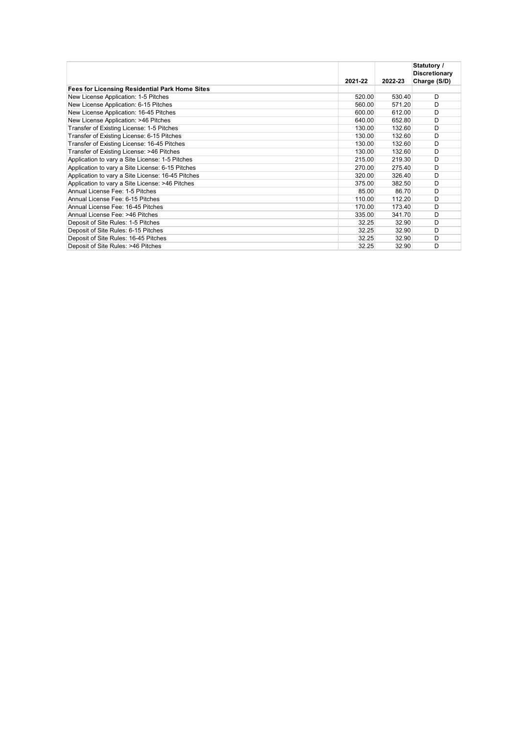| | 2021-22 | 2022-23 | Statutory / Discretionary Charge (S/D) |
|---|---|---|---|
| **Fees for Licensing Residential Park Home Sites** | | | |
| New License Application: 1-5 Pitches | 520.00 | 530.40 | D |
| New License Application: 6-15 Pitches | 560.00 | 571.20 | D |
| New License Application: 16-45 Pitches | 600.00 | 612.00 | D |
| New License Application: >46 Pitches | 640.00 | 652.80 | D |
| Transfer of Existing License: 1-5 Pitches | 130.00 | 132.60 | D |
| Transfer of Existing License: 6-15 Pitches | 130.00 | 132.60 | D |
| Transfer of Existing License: 16-45 Pitches | 130.00 | 132.60 | D |
| Transfer of Existing License: >46 Pitches | 130.00 | 132.60 | D |
| Application to vary a Site License: 1-5 Pitches | 215.00 | 219.30 | D |
| Application to vary a Site License: 6-15 Pitches | 270.00 | 275.40 | D |
| Application to vary a Site License: 16-45 Pitches | 320.00 | 326.40 | D |
| Application to vary a Site License: >46 Pitches | 375.00 | 382.50 | D |
| Annual License Fee: 1-5 Pitches | 85.00 | 86.70 | D |
| Annual License Fee: 6-15 Pitches | 110.00 | 112.20 | D |
| Annual License Fee: 16-45 Pitches | 170.00 | 173.40 | D |
| Annual License Fee: >46 Pitches | 335.00 | 341.70 | D |
| Deposit of Site Rules: 1-5 Pitches | 32.25 | 32.90 | D |
| Deposit of Site Rules: 6-15 Pitches | 32.25 | 32.90 | D |
| Deposit of Site Rules: 16-45 Pitches | 32.25 | 32.90 | D |
| Deposit of Site Rules: >46 Pitches | 32.25 | 32.90 | D |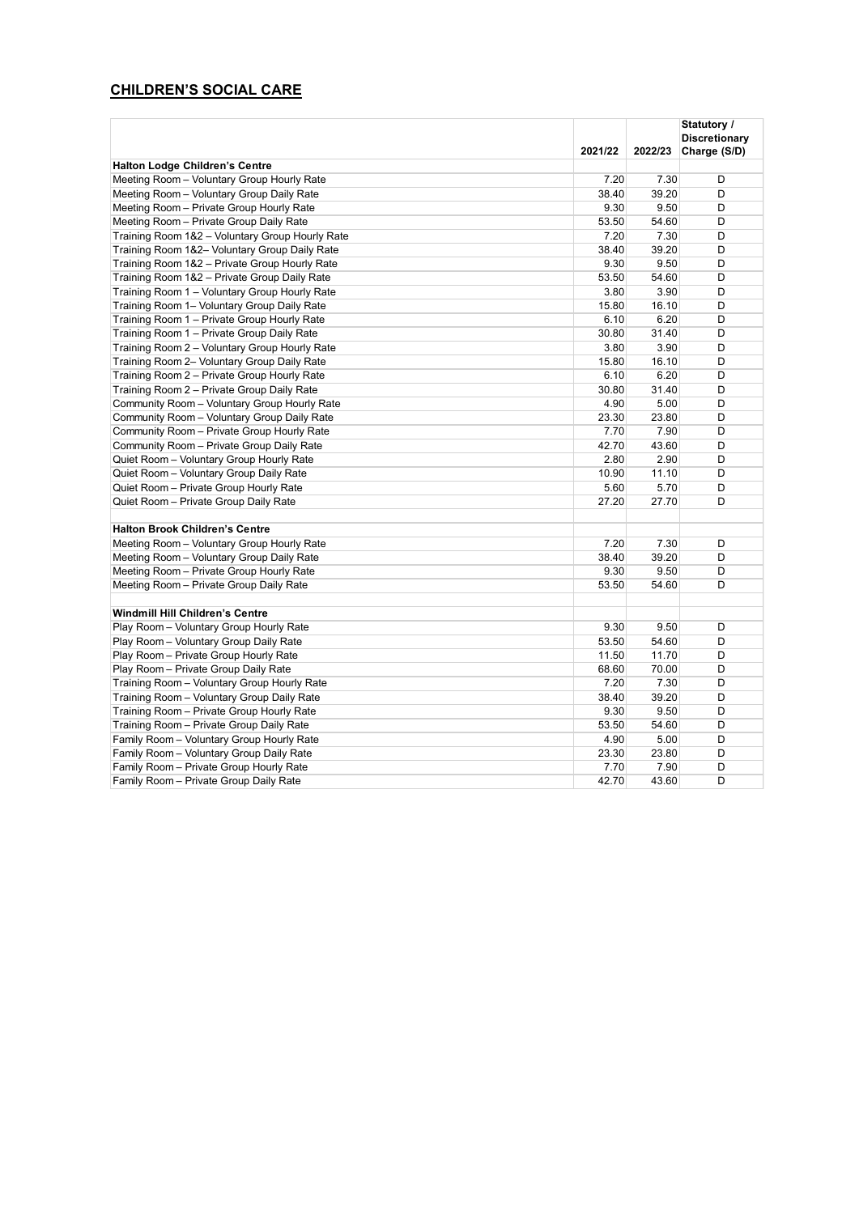## CHILDREN'S SOCIAL CARE

| | 2021/22 | 2022/23 | Statutory / Discretionary Charge (S/D) |
|---|---|---|---|
| **Halton Lodge Children's Centre** | | | |
| Meeting Room – Voluntary Group Hourly Rate | 7.20 | 7.30 | D |
| Meeting Room – Voluntary Group Daily Rate | 38.40 | 39.20 | D |
| Meeting Room – Private Group Hourly Rate | 9.30 | 9.50 | D |
| Meeting Room – Private Group Daily Rate | 53.50 | 54.60 | D |
| Training Room 1&2 – Voluntary Group Hourly Rate | 7.20 | 7.30 | D |
| Training Room 1&2– Voluntary Group Daily Rate | 38.40 | 39.20 | D |
| Training Room 1&2 – Private Group Hourly Rate | 9.30 | 9.50 | D |
| Training Room 1&2 – Private Group Daily Rate | 53.50 | 54.60 | D |
| Training Room 1 – Voluntary Group Hourly Rate | 3.80 | 3.90 | D |
| Training Room 1– Voluntary Group Daily Rate | 15.80 | 16.10 | D |
| Training Room 1 – Private Group Hourly Rate | 6.10 | 6.20 | D |
| Training Room 1 – Private Group Daily Rate | 30.80 | 31.40 | D |
| Training Room 2 – Voluntary Group Hourly Rate | 3.80 | 3.90 | D |
| Training Room 2– Voluntary Group Daily Rate | 15.80 | 16.10 | D |
| Training Room 2 – Private Group Hourly Rate | 6.10 | 6.20 | D |
| Training Room 2 – Private Group Daily Rate | 30.80 | 31.40 | D |
| Community Room – Voluntary Group Hourly Rate | 4.90 | 5.00 | D |
| Community Room – Voluntary Group Daily Rate | 23.30 | 23.80 | D |
| Community Room – Private Group Hourly Rate | 7.70 | 7.90 | D |
| Community Room – Private Group Daily Rate | 42.70 | 43.60 | D |
| Quiet Room – Voluntary Group Hourly Rate | 2.80 | 2.90 | D |
| Quiet Room – Voluntary Group Daily Rate | 10.90 | 11.10 | D |
| Quiet Room – Private Group Hourly Rate | 5.60 | 5.70 | D |
| Quiet Room – Private Group Daily Rate | 27.20 | 27.70 | D |
| | | | |
| **Halton Brook Children's Centre** | | | |
| Meeting Room – Voluntary Group Hourly Rate | 7.20 | 7.30 | D |
| Meeting Room – Voluntary Group Daily Rate | 38.40 | 39.20 | D |
| Meeting Room – Private Group Hourly Rate | 9.30 | 9.50 | D |
| Meeting Room – Private Group Daily Rate | 53.50 | 54.60 | D |
| | | | |
| **Windmill Hill Children's Centre** | | | |
| Play Room – Voluntary Group Hourly Rate | 9.30 | 9.50 | D |
| Play Room – Voluntary Group Daily Rate | 53.50 | 54.60 | D |
| Play Room – Private Group Hourly Rate | 11.50 | 11.70 | D |
| Play Room – Private Group Daily Rate | 68.60 | 70.00 | D |
| Training Room – Voluntary Group Hourly Rate | 7.20 | 7.30 | D |
| Training Room – Voluntary Group Daily Rate | 38.40 | 39.20 | D |
| Training Room – Private Group Hourly Rate | 9.30 | 9.50 | D |
| Training Room – Private Group Daily Rate | 53.50 | 54.60 | D |
| Family Room – Voluntary Group Hourly Rate | 4.90 | 5.00 | D |
| Family Room – Voluntary Group Daily Rate | 23.30 | 23.80 | D |
| Family Room – Private Group Hourly Rate | 7.70 | 7.90 | D |
| Family Room – Private Group Daily Rate | 42.70 | 43.60 | D |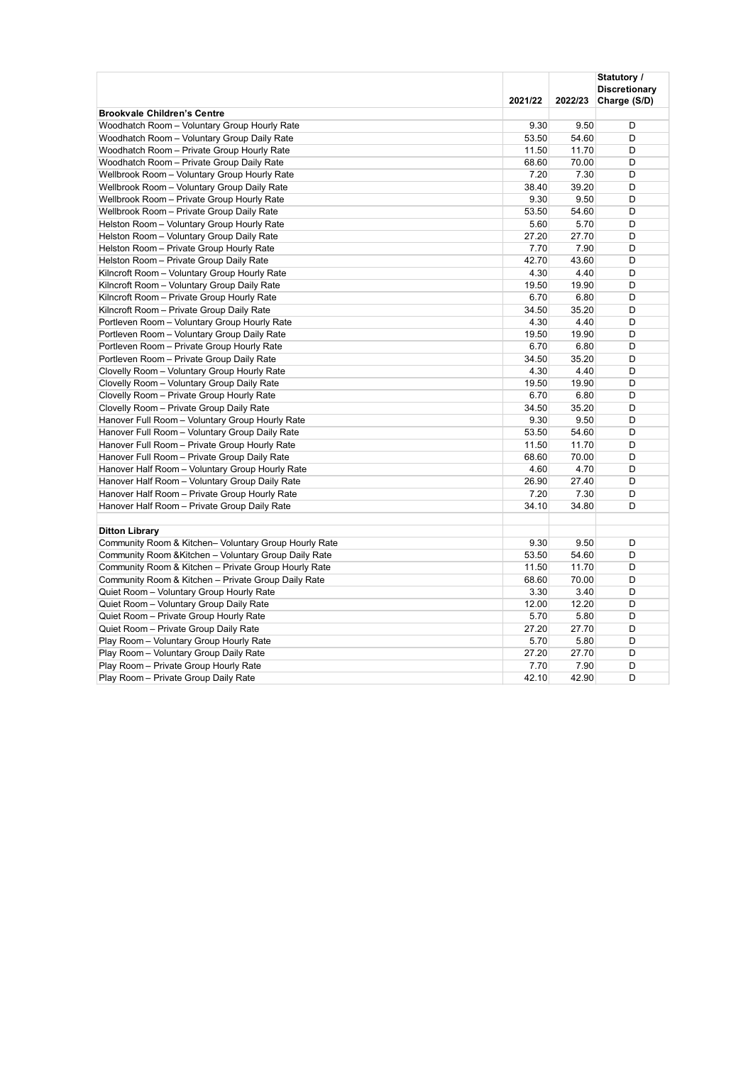|  | 2021/22 | 2022/23 | Statutory / Discretionary Charge (S/D) |
|---|---|---|---|
| **Brookvale Children's Centre** |  |  |  |
| Woodhatch Room – Voluntary Group Hourly Rate | 9.30 | 9.50 | D |
| Woodhatch Room – Voluntary Group Daily Rate | 53.50 | 54.60 | D |
| Woodhatch Room – Private Group Hourly Rate | 11.50 | 11.70 | D |
| Woodhatch Room – Private Group Daily Rate | 68.60 | 70.00 | D |
| Wellbrook Room – Voluntary Group Hourly Rate | 7.20 | 7.30 | D |
| Wellbrook Room – Voluntary Group Daily Rate | 38.40 | 39.20 | D |
| Wellbrook Room – Private Group Hourly Rate | 9.30 | 9.50 | D |
| Wellbrook Room – Private Group Daily Rate | 53.50 | 54.60 | D |
| Helston Room – Voluntary Group Hourly Rate | 5.60 | 5.70 | D |
| Helston Room – Voluntary Group Daily Rate | 27.20 | 27.70 | D |
| Helston Room – Private Group Hourly Rate | 7.70 | 7.90 | D |
| Helston Room – Private Group Daily Rate | 42.70 | 43.60 | D |
| Kilncroft Room – Voluntary Group Hourly Rate | 4.30 | 4.40 | D |
| Kilncroft Room – Voluntary Group Daily Rate | 19.50 | 19.90 | D |
| Kilncroft Room – Private Group Hourly Rate | 6.70 | 6.80 | D |
| Kilncroft Room – Private Group Daily Rate | 34.50 | 35.20 | D |
| Portleven Room – Voluntary Group Hourly Rate | 4.30 | 4.40 | D |
| Portleven Room – Voluntary Group Daily Rate | 19.50 | 19.90 | D |
| Portleven Room – Private Group Hourly Rate | 6.70 | 6.80 | D |
| Portleven Room – Private Group Daily Rate | 34.50 | 35.20 | D |
| Clovelly Room – Voluntary Group Hourly Rate | 4.30 | 4.40 | D |
| Clovelly Room – Voluntary Group Daily Rate | 19.50 | 19.90 | D |
| Clovelly Room – Private Group Hourly Rate | 6.70 | 6.80 | D |
| Clovelly Room – Private Group Daily Rate | 34.50 | 35.20 | D |
| Hanover Full Room – Voluntary Group Hourly Rate | 9.30 | 9.50 | D |
| Hanover Full Room – Voluntary Group Daily Rate | 53.50 | 54.60 | D |
| Hanover Full Room – Private Group Hourly Rate | 11.50 | 11.70 | D |
| Hanover Full Room – Private Group Daily Rate | 68.60 | 70.00 | D |
| Hanover Half Room – Voluntary Group Hourly Rate | 4.60 | 4.70 | D |
| Hanover Half Room – Voluntary Group Daily Rate | 26.90 | 27.40 | D |
| Hanover Half Room – Private Group Hourly Rate | 7.20 | 7.30 | D |
| Hanover Half Room – Private Group Daily Rate | 34.10 | 34.80 | D |
|  |  |  |  |
| **Ditton Library** |  |  |  |
| Community Room & Kitchen– Voluntary Group Hourly Rate | 9.30 | 9.50 | D |
| Community Room &Kitchen – Voluntary Group Daily Rate | 53.50 | 54.60 | D |
| Community Room & Kitchen – Private Group Hourly Rate | 11.50 | 11.70 | D |
| Community Room & Kitchen – Private Group Daily Rate | 68.60 | 70.00 | D |
| Quiet Room – Voluntary Group Hourly Rate | 3.30 | 3.40 | D |
| Quiet Room – Voluntary Group Daily Rate | 12.00 | 12.20 | D |
| Quiet Room – Private Group Hourly Rate | 5.70 | 5.80 | D |
| Quiet Room – Private Group Daily Rate | 27.20 | 27.70 | D |
| Play Room – Voluntary Group Hourly Rate | 5.70 | 5.80 | D |
| Play Room – Voluntary Group Daily Rate | 27.20 | 27.70 | D |
| Play Room – Private Group Hourly Rate | 7.70 | 7.90 | D |
| Play Room – Private Group Daily Rate | 42.10 | 42.90 | D |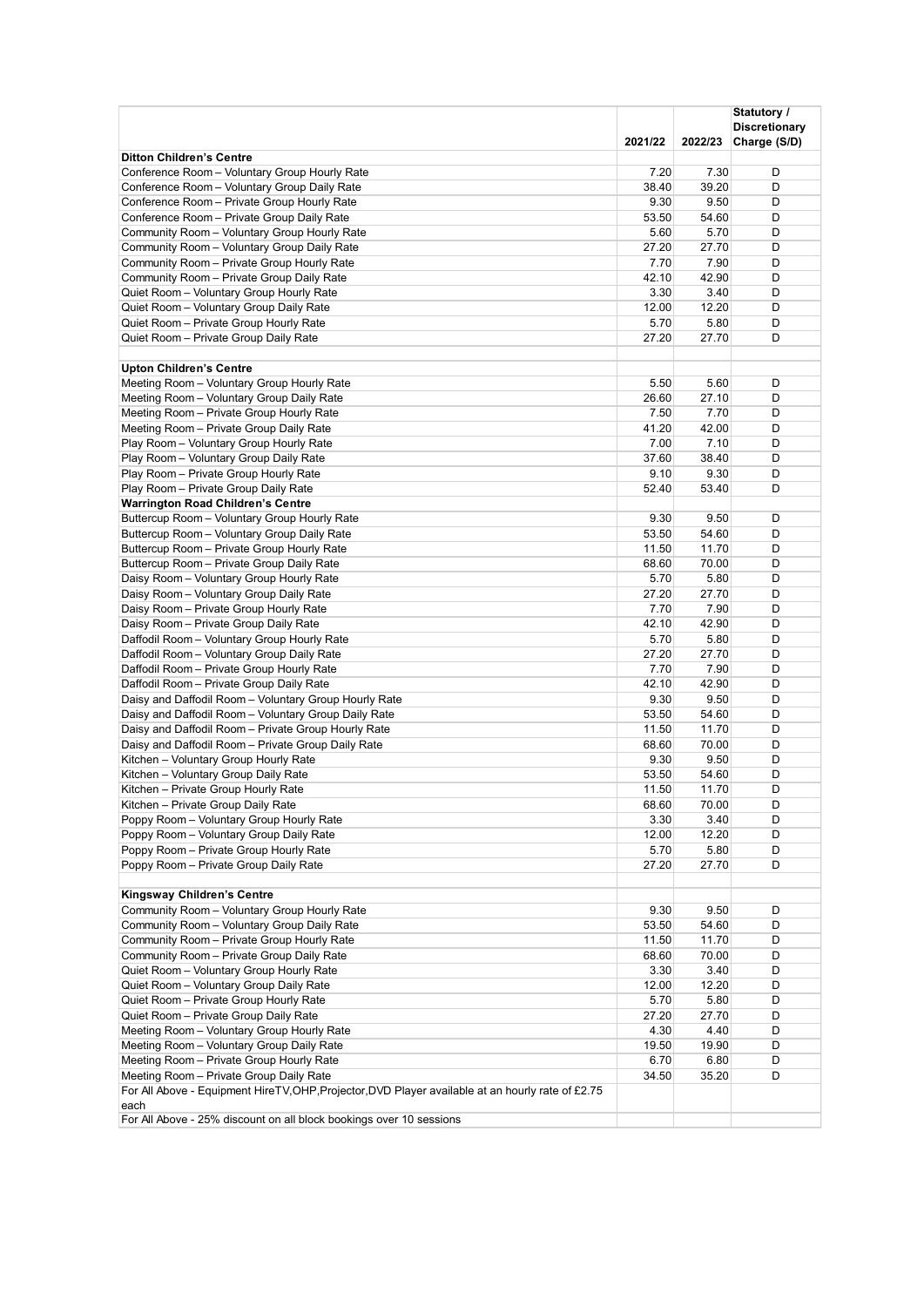| | 2021/22 | 2022/23 | Statutory / Discretionary Charge (S/D) |
|---|---|---|---|
| **Ditton Children's Centre** | | | |
| Conference Room – Voluntary Group Hourly Rate | 7.20 | 7.30 | D |
| Conference Room – Voluntary Group Daily Rate | 38.40 | 39.20 | D |
| Conference Room – Private Group Hourly Rate | 9.30 | 9.50 | D |
| Conference Room – Private Group Daily Rate | 53.50 | 54.60 | D |
| Community Room – Voluntary Group Hourly Rate | 5.60 | 5.70 | D |
| Community Room – Voluntary Group Daily Rate | 27.20 | 27.70 | D |
| Community Room – Private Group Hourly Rate | 7.70 | 7.90 | D |
| Community Room – Private Group Daily Rate | 42.10 | 42.90 | D |
| Quiet Room – Voluntary Group Hourly Rate | 3.30 | 3.40 | D |
| Quiet Room – Voluntary Group Daily Rate | 12.00 | 12.20 | D |
| Quiet Room – Private Group Hourly Rate | 5.70 | 5.80 | D |
| Quiet Room – Private Group Daily Rate | 27.20 | 27.70 | D |
| | | | |
| **Upton Children's Centre** | | | |
| Meeting Room – Voluntary Group Hourly Rate | 5.50 | 5.60 | D |
| Meeting Room – Voluntary Group Daily Rate | 26.60 | 27.10 | D |
| Meeting Room – Private Group Hourly Rate | 7.50 | 7.70 | D |
| Meeting Room – Private Group Daily Rate | 41.20 | 42.00 | D |
| Play Room – Voluntary Group Hourly Rate | 7.00 | 7.10 | D |
| Play Room – Voluntary Group Daily Rate | 37.60 | 38.40 | D |
| Play Room – Private Group Hourly Rate | 9.10 | 9.30 | D |
| Play Room – Private Group Daily Rate | 52.40 | 53.40 | D |
| **Warrington Road Children's Centre** | | | |
| Buttercup Room – Voluntary Group Hourly Rate | 9.30 | 9.50 | D |
| Buttercup Room – Voluntary Group Daily Rate | 53.50 | 54.60 | D |
| Buttercup Room – Private Group Hourly Rate | 11.50 | 11.70 | D |
| Buttercup Room – Private Group Daily Rate | 68.60 | 70.00 | D |
| Daisy Room – Voluntary Group Hourly Rate | 5.70 | 5.80 | D |
| Daisy Room – Voluntary Group Daily Rate | 27.20 | 27.70 | D |
| Daisy Room – Private Group Hourly Rate | 7.70 | 7.90 | D |
| Daisy Room – Private Group Daily Rate | 42.10 | 42.90 | D |
| Daffodil Room – Voluntary Group Hourly Rate | 5.70 | 5.80 | D |
| Daffodil Room – Voluntary Group Daily Rate | 27.20 | 27.70 | D |
| Daffodil Room – Private Group Hourly Rate | 7.70 | 7.90 | D |
| Daffodil Room – Private Group Daily Rate | 42.10 | 42.90 | D |
| Daisy and Daffodil Room – Voluntary Group Hourly Rate | 9.30 | 9.50 | D |
| Daisy and Daffodil Room – Voluntary Group Daily Rate | 53.50 | 54.60 | D |
| Daisy and Daffodil Room – Private Group Hourly Rate | 11.50 | 11.70 | D |
| Daisy and Daffodil Room – Private Group Daily Rate | 68.60 | 70.00 | D |
| Kitchen – Voluntary Group Hourly Rate | 9.30 | 9.50 | D |
| Kitchen – Voluntary Group Daily Rate | 53.50 | 54.60 | D |
| Kitchen – Private Group Hourly Rate | 11.50 | 11.70 | D |
| Kitchen – Private Group Daily Rate | 68.60 | 70.00 | D |
| Poppy Room – Voluntary Group Hourly Rate | 3.30 | 3.40 | D |
| Poppy Room – Voluntary Group Daily Rate | 12.00 | 12.20 | D |
| Poppy Room – Private Group Hourly Rate | 5.70 | 5.80 | D |
| Poppy Room – Private Group Daily Rate | 27.20 | 27.70 | D |
| | | | |
| **Kingsway Children's Centre** | | | |
| Community Room – Voluntary Group Hourly Rate | 9.30 | 9.50 | D |
| Community Room – Voluntary Group Daily Rate | 53.50 | 54.60 | D |
| Community Room – Private Group Hourly Rate | 11.50 | 11.70 | D |
| Community Room – Private Group Daily Rate | 68.60 | 70.00 | D |
| Quiet Room – Voluntary Group Hourly Rate | 3.30 | 3.40 | D |
| Quiet Room – Voluntary Group Daily Rate | 12.00 | 12.20 | D |
| Quiet Room – Private Group Hourly Rate | 5.70 | 5.80 | D |
| Quiet Room – Private Group Daily Rate | 27.20 | 27.70 | D |
| Meeting Room – Voluntary Group Hourly Rate | 4.30 | 4.40 | D |
| Meeting Room – Voluntary Group Daily Rate | 19.50 | 19.90 | D |
| Meeting Room – Private Group Hourly Rate | 6.70 | 6.80 | D |
| Meeting Room – Private Group Daily Rate | 34.50 | 35.20 | D |
| For All Above - Equipment HireTV,OHP,Projector,DVD Player available at an hourly rate of £2.75 each | | | |
| For All Above - 25% discount on all block bookings over 10 sessions | | | |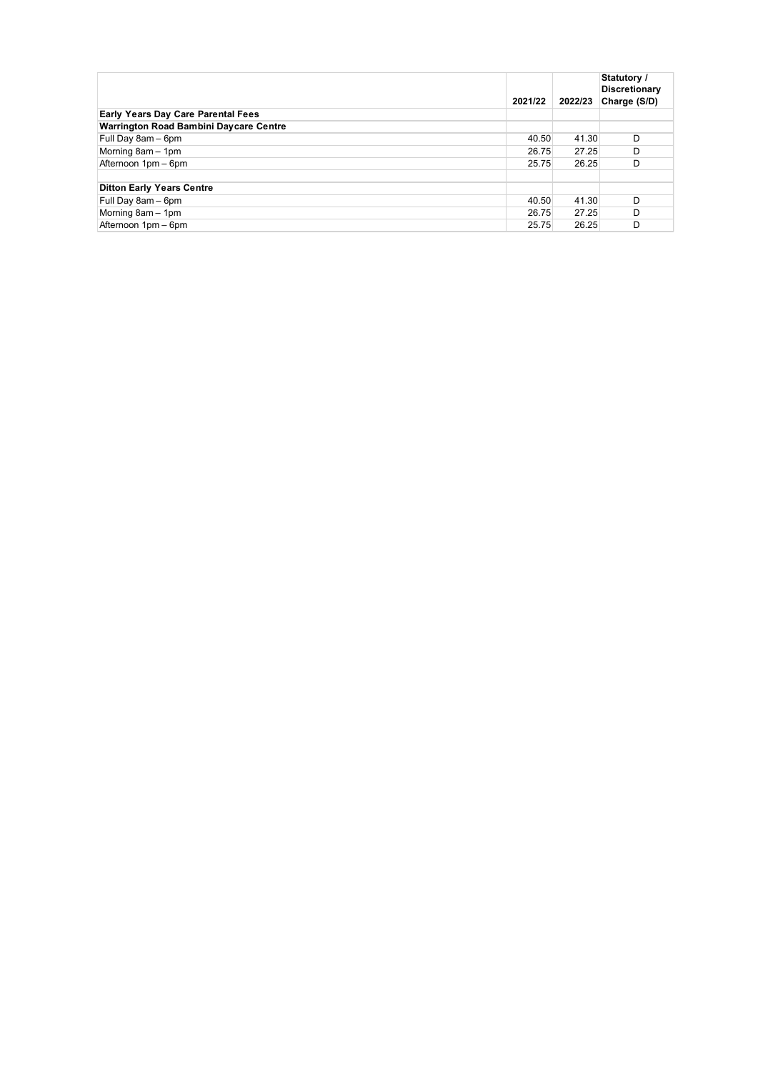| | 2021/22 | 2022/23 | Statutory / Discretionary Charge (S/D) |
|---|---|---|---|
| **Early Years Day Care Parental Fees** | | | |
| **Warrington Road Bambini Daycare Centre** | | | |
| Full Day 8am – 6pm | 40.50 | 41.30 | D |
| Morning 8am – 1pm | 26.75 | 27.25 | D |
| Afternoon 1pm – 6pm | 25.75 | 26.25 | D |
| | | | |
| **Ditton Early Years Centre** | | | |
| Full Day 8am – 6pm | 40.50 | 41.30 | D |
| Morning 8am – 1pm | 26.75 | 27.25 | D |
| Afternoon 1pm – 6pm | 25.75 | 26.25 | D |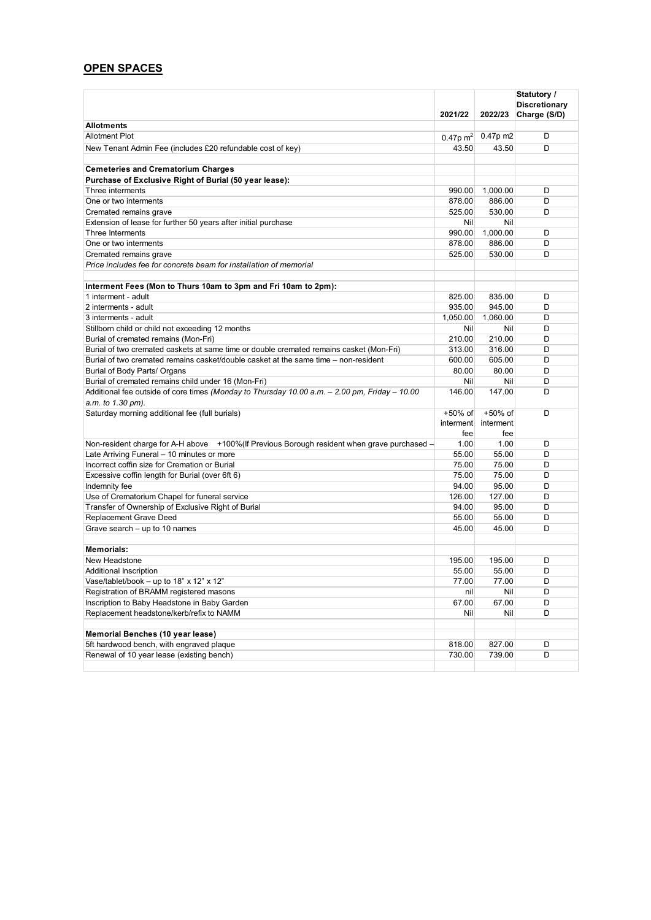## OPEN SPACES

| | 2021/22 | 2022/23 | Statutory / Discretionary Charge (S/D) |
|---|---|---|---|
| **Allotments** | | | |
| Allotment Plot | 0.47p $m^2$ | 0.47p m2 | D |
| New Tenant Admin Fee (includes £20 refundable cost of key) | 43.50 | 43.50 | D |
| | | | |
| **Cemeteries and Crematorium Charges** | | | |
| **Purchase of Exclusive Right of Burial (50 year lease):** | | | |
| Three interments | 990.00 | 1,000.00 | D |
| One or two interments | 878.00 | 886.00 | D |
| Cremated remains grave | 525.00 | 530.00 | D |
| Extension of lease for further 50 years after initial purchase | Nil | Nil | |
| Three Interments | 990.00 | 1,000.00 | D |
| One or two interments | 878.00 | 886.00 | D |
| Cremated remains grave | 525.00 | 530.00 | D |
| *Price includes fee for concrete beam for installation of memorial* | | | |
| | | | |
| **Interment Fees (Mon to Thurs 10am to 3pm and Fri 10am to 2pm):** | | | |
| 1 interment - adult | 825.00 | 835.00 | D |
| 2 interments - adult | 935.00 | 945.00 | D |
| 3 interments - adult | 1,050.00 | 1,060.00 | D |
| Stillborn child or child not exceeding 12 months | Nil | Nil | D |
| Burial of cremated remains (Mon-Fri) | 210.00 | 210.00 | D |
| Burial of two cremated caskets at same time or double cremated remains casket (Mon-Fri) | 313.00 | 316.00 | D |
| Burial of two cremated remains casket/double casket at the same time – non-resident | 600.00 | 605.00 | D |
| Burial of Body Parts/ Organs | 80.00 | 80.00 | D |
| Burial of cremated remains child under 16 (Mon-Fri) | Nil | Nil | D |
| Additional fee outside of core times *(Monday to Thursday 10.00 a.m. – 2.00 pm, Friday – 10.00 a.m. to 1.30 pm).* | 146.00 | 147.00 | D |
| Saturday morning additional fee (full burials) | +50% of interment fee | +50% of interment fee | D |
| Non-resident charge for A-H above +100%(If Previous Borough resident when grave purchased – | 1.00 | 1.00 | D |
| Late Arriving Funeral – 10 minutes or more | 55.00 | 55.00 | D |
| Incorrect coffin size for Cremation or Burial | 75.00 | 75.00 | D |
| Excessive coffin length for Burial (over 6ft 6) | 75.00 | 75.00 | D |
| Indemnity fee | 94.00 | 95.00 | D |
| Use of Crematorium Chapel for funeral service | 126.00 | 127.00 | D |
| Transfer of Ownership of Exclusive Right of Burial | 94.00 | 95.00 | D |
| Replacement Grave Deed | 55.00 | 55.00 | D |
| Grave search – up to 10 names | 45.00 | 45.00 | D |
| | | | |
| **Memorials:** | | | |
| New Headstone | 195.00 | 195.00 | D |
| Additional Inscription | 55.00 | 55.00 | D |
| Vase/tablet/book – up to 18" x 12" x 12" | 77.00 | 77.00 | D |
| Registration of BRAMM registered masons | nil | Nil | D |
| Inscription to Baby Headstone in Baby Garden | 67.00 | 67.00 | D |
| Replacement headstone/kerb/refix to NAMM | Nil | Nil | D |
| | | | |
| **Memorial Benches (10 year lease)** | | | |
| 5ft hardwood bench, with engraved plaque | 818.00 | 827.00 | D |
| Renewal of 10 year lease (existing bench) | 730.00 | 739.00 | D |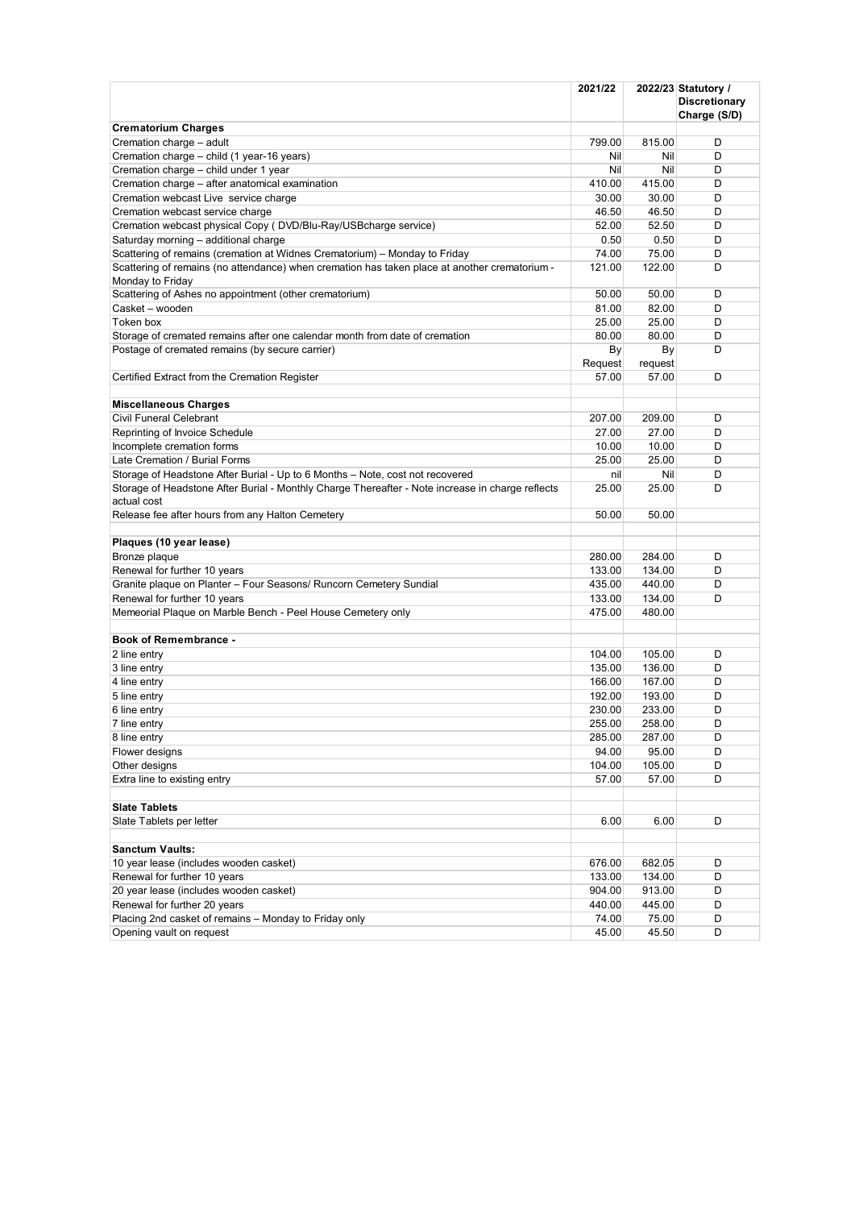| | 2021/22 | 2022/23 | Statutory / Discretionary Charge (S/D) |
|---|---|---|---|
| **Crematorium Charges** | | | |
| Cremation charge – adult | 799.00 | 815.00 | D |
| Cremation charge – child (1 year-16 years) | Nil | Nil | D |
| Cremation charge – child under 1 year | Nil | Nil | D |
| Cremation charge – after anatomical examination | 410.00 | 415.00 | D |
| Cremation webcast Live service charge | 30.00 | 30.00 | D |
| Cremation webcast service charge | 46.50 | 46.50 | D |
| Cremation webcast physical Copy ( DVD/Blu-Ray/USBcharge service) | 52.00 | 52.50 | D |
| Saturday morning – additional charge | 0.50 | 0.50 | D |
| Scattering of remains (cremation at Widnes Crematorium) – Monday to Friday | 74.00 | 75.00 | D |
| Scattering of remains (no attendance) when cremation has taken place at another crematorium - Monday to Friday | 121.00 | 122.00 | D |
| Scattering of Ashes no appointment (other crematorium) | 50.00 | 50.00 | D |
| Casket – wooden | 81.00 | 82.00 | D |
| Token box | 25.00 | 25.00 | D |
| Storage of cremated remains after one calendar month from date of cremation | 80.00 | 80.00 | D |
| Postage of cremated remains (by secure carrier) | By Request | By request | D |
| Certified Extract from the Cremation Register | 57.00 | 57.00 | D |
| | | | |
| **Miscellaneous Charges** | | | |
| Civil Funeral Celebrant | 207.00 | 209.00 | D |
| Reprinting of Invoice Schedule | 27.00 | 27.00 | D |
| Incomplete cremation forms | 10.00 | 10.00 | D |
| Late Cremation / Burial Forms | 25.00 | 25.00 | D |
| Storage of Headstone After Burial - Up to 6 Months – Note, cost not recovered | nil | Nil | D |
| Storage of Headstone After Burial - Monthly Charge Thereafter - Note increase in charge reflects actual cost | 25.00 | 25.00 | D |
| Release fee after hours from any Halton Cemetery | 50.00 | 50.00 | |
| | | | |
| **Plaques (10 year lease)** | | | |
| Bronze plaque | 280.00 | 284.00 | D |
| Renewal for further 10 years | 133.00 | 134.00 | D |
| Granite plaque on Planter – Four Seasons/ Runcorn Cemetery Sundial | 435.00 | 440.00 | D |
| Renewal for further 10 years | 133.00 | 134.00 | D |
| Memeorial Plaque on Marble Bench - Peel House Cemetery only | 475.00 | 480.00 | |
| | | | |
| **Book of Remembrance -** | | | |
| 2 line entry | 104.00 | 105.00 | D |
| 3 line entry | 135.00 | 136.00 | D |
| 4 line entry | 166.00 | 167.00 | D |
| 5 line entry | 192.00 | 193.00 | D |
| 6 line entry | 230.00 | 233.00 | D |
| 7 line entry | 255.00 | 258.00 | D |
| 8 line entry | 285.00 | 287.00 | D |
| Flower designs | 94.00 | 95.00 | D |
| Other designs | 104.00 | 105.00 | D |
| Extra line to existing entry | 57.00 | 57.00 | D |
| | | | |
| **Slate Tablets** | | | |
| Slate Tablets per letter | 6.00 | 6.00 | D |
| | | | |
| **Sanctum Vaults:** | | | |
| 10 year lease (includes wooden casket) | 676.00 | 682.05 | D |
| Renewal for further 10 years | 133.00 | 134.00 | D |
| 20 year lease (includes wooden casket) | 904.00 | 913.00 | D |
| Renewal for further 20 years | 440.00 | 445.00 | D |
| Placing 2nd casket of remains – Monday to Friday only | 74.00 | 75.00 | D |
| Opening vault on request | 45.00 | 45.50 | D |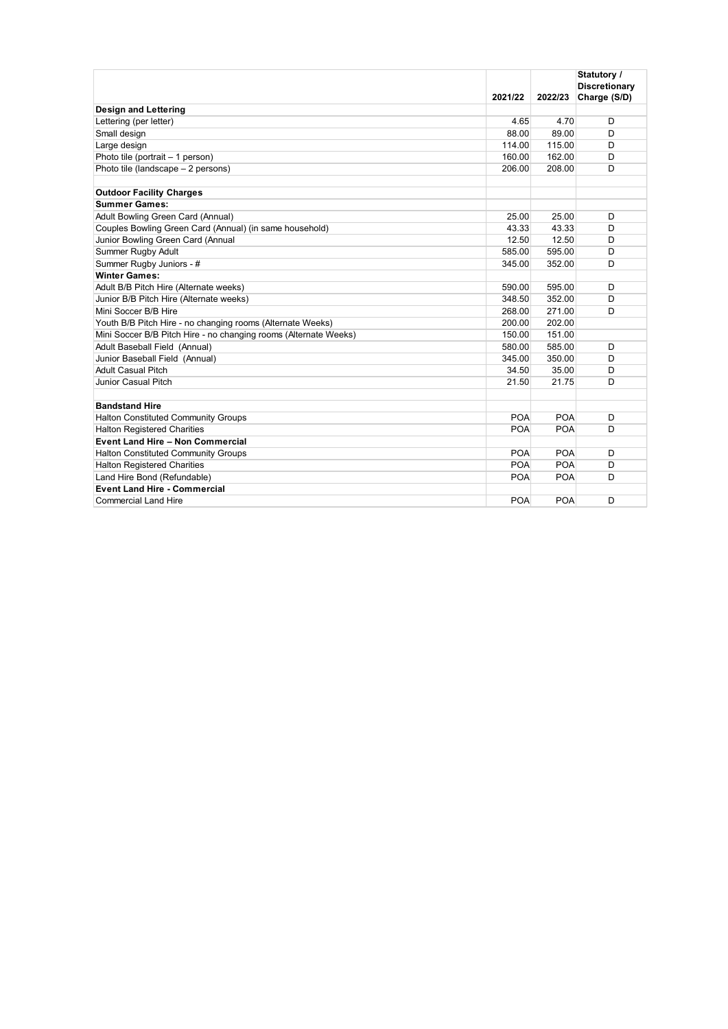| | 2021/22 | 2022/23 | Statutory / Discretionary Charge (S/D) |
|---|---|---|---|
| **Design and Lettering** | | | |
| Lettering (per letter) | 4.65 | 4.70 | D |
| Small design | 88.00 | 89.00 | D |
| Large design | 114.00 | 115.00 | D |
| Photo tile (portrait – 1 person) | 160.00 | 162.00 | D |
| Photo tile (landscape – 2 persons) | 206.00 | 208.00 | D |
| | | | |
| **Outdoor Facility Charges** | | | |
| **Summer Games:** | | | |
| Adult Bowling Green Card (Annual) | 25.00 | 25.00 | D |
| Couples Bowling Green Card (Annual) (in same household) | 43.33 | 43.33 | D |
| Junior Bowling Green Card (Annual | 12.50 | 12.50 | D |
| Summer Rugby Adult | 585.00 | 595.00 | D |
| Summer Rugby Juniors - # | 345.00 | 352.00 | D |
| **Winter Games:** | | | |
| Adult B/B Pitch Hire (Alternate weeks) | 590.00 | 595.00 | D |
| Junior B/B Pitch Hire (Alternate weeks) | 348.50 | 352.00 | D |
| Mini Soccer B/B Hire | 268.00 | 271.00 | D |
| Youth B/B Pitch Hire - no changing rooms (Alternate Weeks) | 200.00 | 202.00 | |
| Mini Soccer B/B Pitch Hire - no changing rooms (Alternate Weeks) | 150.00 | 151.00 | |
| Adult Baseball Field (Annual) | 580.00 | 585.00 | D |
| Junior Baseball Field (Annual) | 345.00 | 350.00 | D |
| Adult Casual Pitch | 34.50 | 35.00 | D |
| Junior Casual Pitch | 21.50 | 21.75 | D |
| | | | |
| **Bandstand Hire** | | | |
| Halton Constituted Community Groups | POA | POA | D |
| Halton Registered Charities | POA | POA | D |
| **Event Land Hire – Non Commercial** | | | |
| Halton Constituted Community Groups | POA | POA | D |
| Halton Registered Charities | POA | POA | D |
| Land Hire Bond (Refundable) | POA | POA | D |
| **Event Land Hire - Commercial** | | | |
| Commercial Land Hire | POA | POA | D |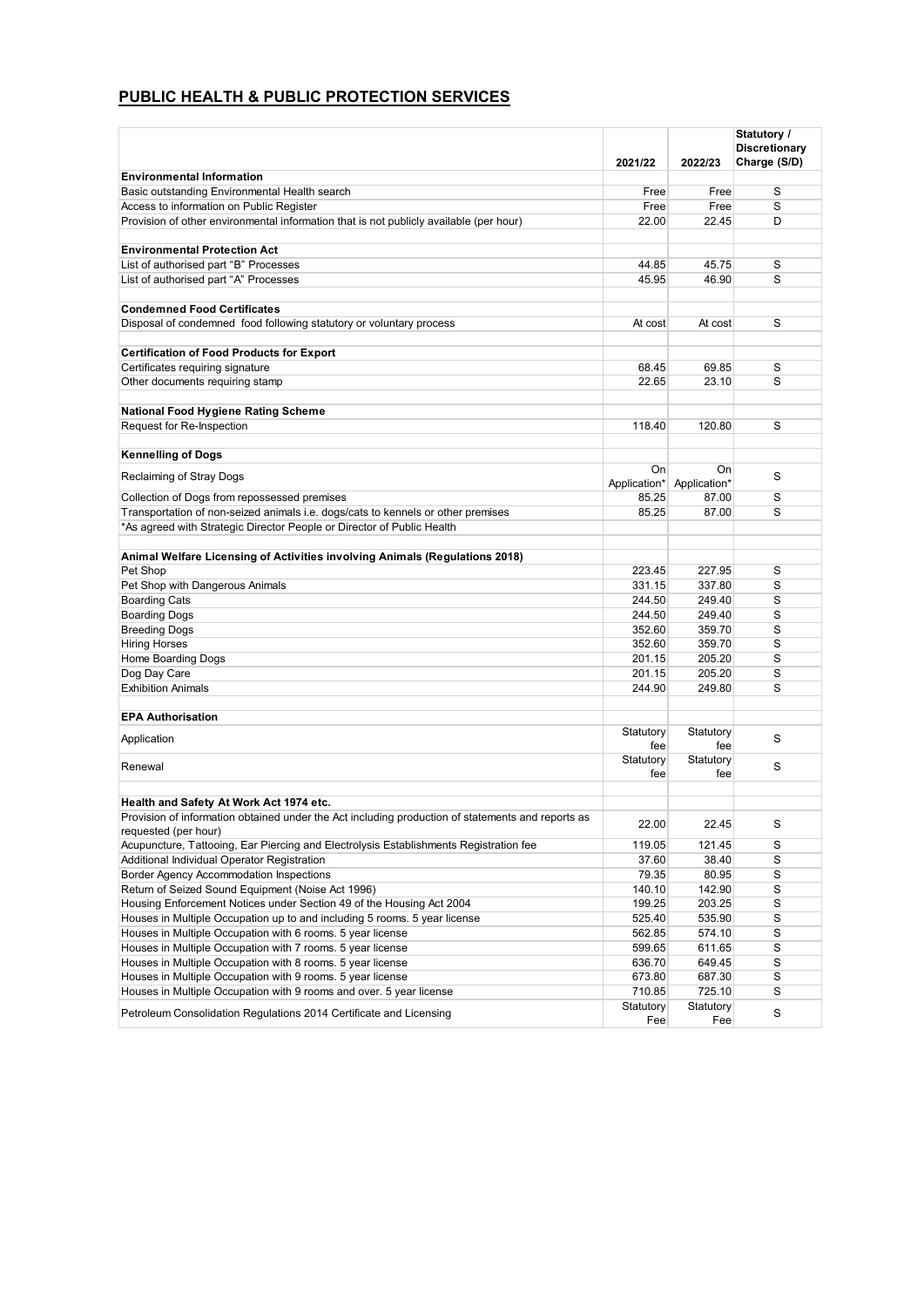## PUBLIC HEALTH & PUBLIC PROTECTION SERVICES

| | 2021/22 | 2022/23 | Statutory / Discretionary Charge (S/D) |
|---|---|---|---|
| **Environmental Information** | | | |
| Basic outstanding Environmental Health search | Free | Free | S |
| Access to information on Public Register | Free | Free | S |
| Provision of other environmental information that is not publicly available (per hour) | 22.00 | 22.45 | D |
| | | | |
| **Environmental Protection Act** | | | |
| List of authorised part "B" Processes | 44.85 | 45.75 | S |
| List of authorised part "A" Processes | 45.95 | 46.90 | S |
| | | | |
| **Condemned Food Certificates** | | | |
| Disposal of condemned food following statutory or voluntary process | At cost | At cost | S |
| | | | |
| **Certification of Food Products for Export** | | | |
| Certificates requiring signature | 68.45 | 69.85 | S |
| Other documents requiring stamp | 22.65 | 23.10 | S |
| | | | |
| **National Food Hygiene Rating Scheme** | | | |
| Request for Re-Inspection | 118.40 | 120.80 | S |
| | | | |
| **Kennelling of Dogs** | | | |
| Reclaiming of Stray Dogs | On Application* | On Application* | S |
| Collection of Dogs from repossessed premises | 85.25 | 87.00 | S |
| Transportation of non-seized animals i.e. dogs/cats to kennels or other premises | 85.25 | 87.00 | S |
| *As agreed with Strategic Director People or Director of Public Health | | | |
| | | | |
| **Animal Welfare Licensing of Activities involving Animals (Regulations 2018)** | | | |
| Pet Shop | 223.45 | 227.95 | S |
| Pet Shop with Dangerous Animals | 331.15 | 337.80 | S |
| Boarding Cats | 244.50 | 249.40 | S |
| Boarding Dogs | 244.50 | 249.40 | S |
| Breeding Dogs | 352.60 | 359.70 | S |
| Hiring Horses | 352.60 | 359.70 | S |
| Home Boarding Dogs | 201.15 | 205.20 | S |
| Dog Day Care | 201.15 | 205.20 | S |
| Exhibition Animals | 244.90 | 249.80 | S |
| | | | |
| **EPA Authorisation** | | | |
| Application | Statutory fee | Statutory fee | S |
| Renewal | Statutory fee | Statutory fee | S |
| | | | |
| **Health and Safety At Work Act 1974 etc.** | | | |
| Provision of information obtained under the Act including production of statements and reports as requested (per hour) | 22.00 | 22.45 | S |
| Acupuncture, Tattooing, Ear Piercing and Electrolysis Establishments Registration fee | 119.05 | 121.45 | S |
| Additional Individual Operator Registration | 37.60 | 38.40 | S |
| Border Agency Accommodation Inspections | 79.35 | 80.95 | S |
| Return of Seized Sound Equipment (Noise Act 1996) | 140.10 | 142.90 | S |
| Housing Enforcement Notices under Section 49 of the Housing Act 2004 | 199.25 | 203.25 | S |
| Houses in Multiple Occupation up to and including 5 rooms. 5 year license | 525.40 | 535.90 | S |
| Houses in Multiple Occupation with 6 rooms. 5 year license | 562.85 | 574.10 | S |
| Houses in Multiple Occupation with 7 rooms. 5 year license | 599.65 | 611.65 | S |
| Houses in Multiple Occupation with 8 rooms. 5 year license | 636.70 | 649.45 | S |
| Houses in Multiple Occupation with 9 rooms. 5 year license | 673.80 | 687.30 | S |
| Houses in Multiple Occupation with 9 rooms and over. 5 year license | 710.85 | 725.10 | S |
| Petroleum Consolidation Regulations 2014 Certificate and Licensing | Statutory Fee | Statutory Fee | S |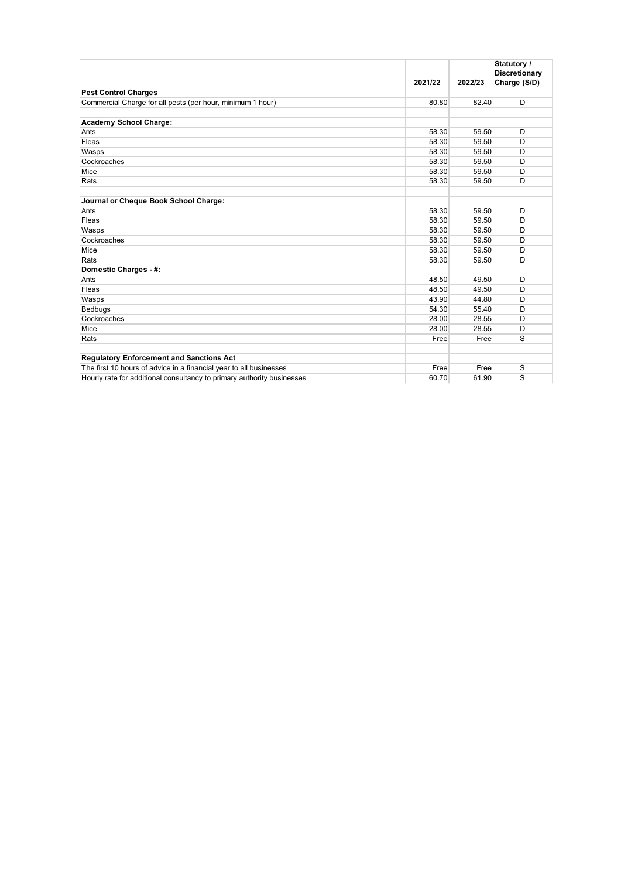| | 2021/22 | 2022/23 | Statutory / Discretionary Charge (S/D) |
|---|---|---|---|
| **Pest Control Charges** | | | |
| Commercial Charge for all pests (per hour, minimum 1 hour) | 80.80 | 82.40 | D |
| | | | |
| **Academy School Charge:** | | | |
| Ants | 58.30 | 59.50 | D |
| Fleas | 58.30 | 59.50 | D |
| Wasps | 58.30 | 59.50 | D |
| Cockroaches | 58.30 | 59.50 | D |
| Mice | 58.30 | 59.50 | D |
| Rats | 58.30 | 59.50 | D |
| | | | |
| **Journal or Cheque Book School Charge:** | | | |
| Ants | 58.30 | 59.50 | D |
| Fleas | 58.30 | 59.50 | D |
| Wasps | 58.30 | 59.50 | D |
| Cockroaches | 58.30 | 59.50 | D |
| Mice | 58.30 | 59.50 | D |
| Rats | 58.30 | 59.50 | D |
| **Domestic Charges - #:** | | | |
| Ants | 48.50 | 49.50 | D |
| Fleas | 48.50 | 49.50 | D |
| Wasps | 43.90 | 44.80 | D |
| Bedbugs | 54.30 | 55.40 | D |
| Cockroaches | 28.00 | 28.55 | D |
| Mice | 28.00 | 28.55 | D |
| Rats | Free | Free | S |
| | | | |
| **Regulatory Enforcement and Sanctions Act** | | | |
| The first 10 hours of advice in a financial year to all businesses | Free | Free | S |
| Hourly rate for additional consultancy to primary authority businesses | 60.70 | 61.90 | S |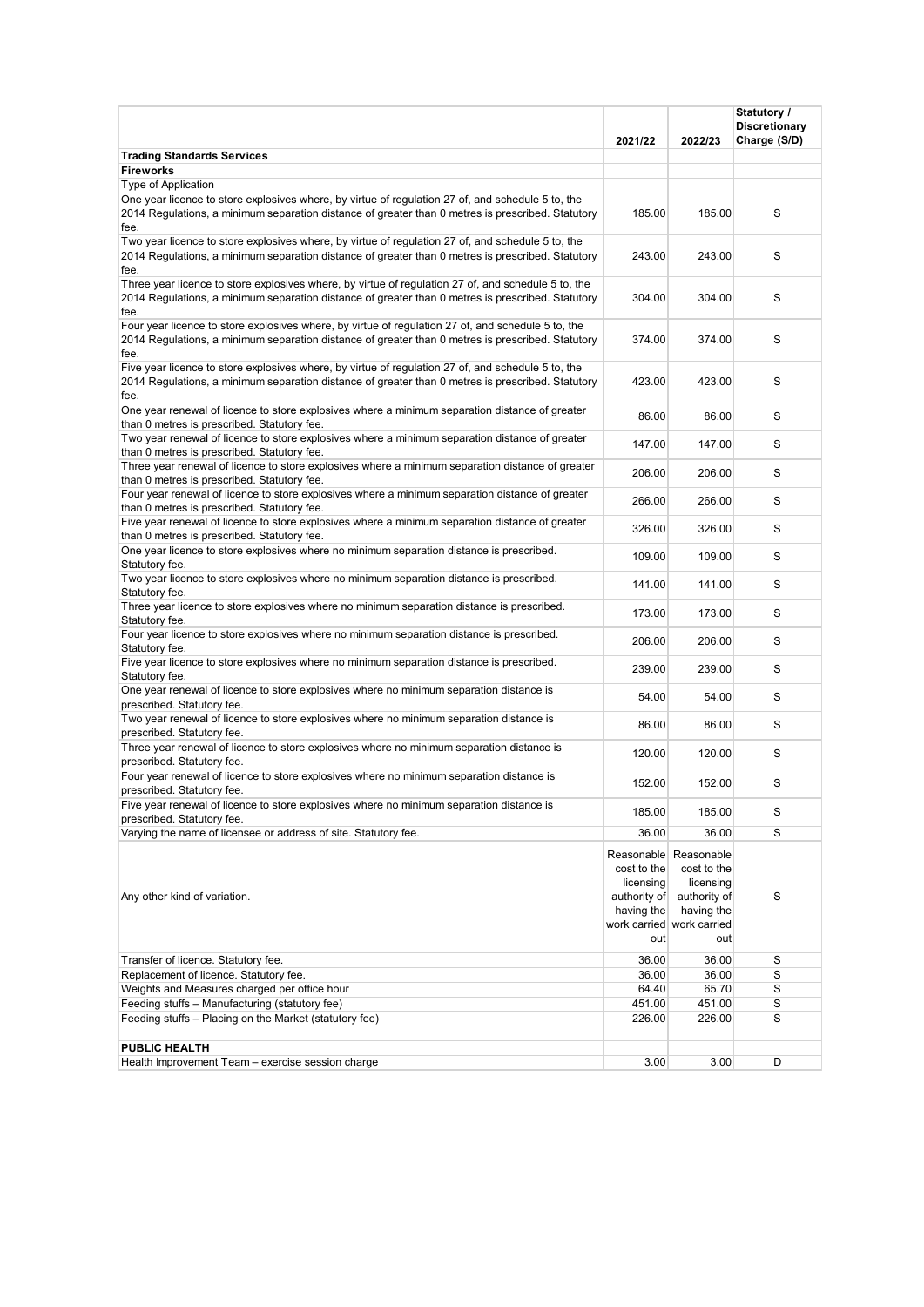|  | 2021/22 | 2022/23 | Statutory / Discretionary Charge (S/D) |
| --- | --- | --- | --- |
| **Trading Standards Services** |  |  |  |
| **Fireworks** |  |  |  |
| Type of Application |  |  |  |
| One year licence to store explosives where, by virtue of regulation 27 of, and schedule 5 to, the 2014 Regulations, a minimum separation distance of greater than 0 metres is prescribed. Statutory fee. | 185.00 | 185.00 | S |
| Two year licence to store explosives where, by virtue of regulation 27 of, and schedule 5 to, the 2014 Regulations, a minimum separation distance of greater than 0 metres is prescribed. Statutory fee. | 243.00 | 243.00 | S |
| Three year licence to store explosives where, by virtue of regulation 27 of, and schedule 5 to, the 2014 Regulations, a minimum separation distance of greater than 0 metres is prescribed. Statutory fee. | 304.00 | 304.00 | S |
| Four year licence to store explosives where, by virtue of regulation 27 of, and schedule 5 to, the 2014 Regulations, a minimum separation distance of greater than 0 metres is prescribed. Statutory fee. | 374.00 | 374.00 | S |
| Five year licence to store explosives where, by virtue of regulation 27 of, and schedule 5 to, the 2014 Regulations, a minimum separation distance of greater than 0 metres is prescribed. Statutory fee. | 423.00 | 423.00 | S |
| One year renewal of licence to store explosives where a minimum separation distance of greater than 0 metres is prescribed. Statutory fee. | 86.00 | 86.00 | S |
| Two year renewal of licence to store explosives where a minimum separation distance of greater than 0 metres is prescribed. Statutory fee. | 147.00 | 147.00 | S |
| Three year renewal of licence to store explosives where a minimum separation distance of greater than 0 metres is prescribed. Statutory fee. | 206.00 | 206.00 | S |
| Four year renewal of licence to store explosives where a minimum separation distance of greater than 0 metres is prescribed. Statutory fee. | 266.00 | 266.00 | S |
| Five year renewal of licence to store explosives where a minimum separation distance of greater than 0 metres is prescribed. Statutory fee. | 326.00 | 326.00 | S |
| One year licence to store explosives where no minimum separation distance is prescribed. Statutory fee. | 109.00 | 109.00 | S |
| Two year licence to store explosives where no minimum separation distance is prescribed. Statutory fee. | 141.00 | 141.00 | S |
| Three year licence to store explosives where no minimum separation distance is prescribed. Statutory fee. | 173.00 | 173.00 | S |
| Four year licence to store explosives where no minimum separation distance is prescribed. Statutory fee. | 206.00 | 206.00 | S |
| Five year licence to store explosives where no minimum separation distance is prescribed. Statutory fee. | 239.00 | 239.00 | S |
| One year renewal of licence to store explosives where no minimum separation distance is prescribed. Statutory fee. | 54.00 | 54.00 | S |
| Two year renewal of licence to store explosives where no minimum separation distance is prescribed. Statutory fee. | 86.00 | 86.00 | S |
| Three year renewal of licence to store explosives where no minimum separation distance is prescribed. Statutory fee. | 120.00 | 120.00 | S |
| Four year renewal of licence to store explosives where no minimum separation distance is prescribed. Statutory fee. | 152.00 | 152.00 | S |
| Five year renewal of licence to store explosives where no minimum separation distance is prescribed. Statutory fee. | 185.00 | 185.00 | S |
| Varying the name of licensee or address of site. Statutory fee. | 36.00 | 36.00 | S |
| Any other kind of variation. | Reasonable cost to the licensing authority of having the work carried out | Reasonable cost to the licensing authority of having the work carried out | S |
| Transfer of licence. Statutory fee. | 36.00 | 36.00 | S |
| Replacement of licence. Statutory fee. | 36.00 | 36.00 | S |
| Weights and Measures charged per office hour | 64.40 | 65.70 | S |
| Feeding stuffs – Manufacturing (statutory fee) | 451.00 | 451.00 | S |
| Feeding stuffs – Placing on the Market (statutory fee) | 226.00 | 226.00 | S |
|  |  |  |  |
| **PUBLIC HEALTH** |  |  |  |
| Health Improvement Team – exercise session charge | 3.00 | 3.00 | D |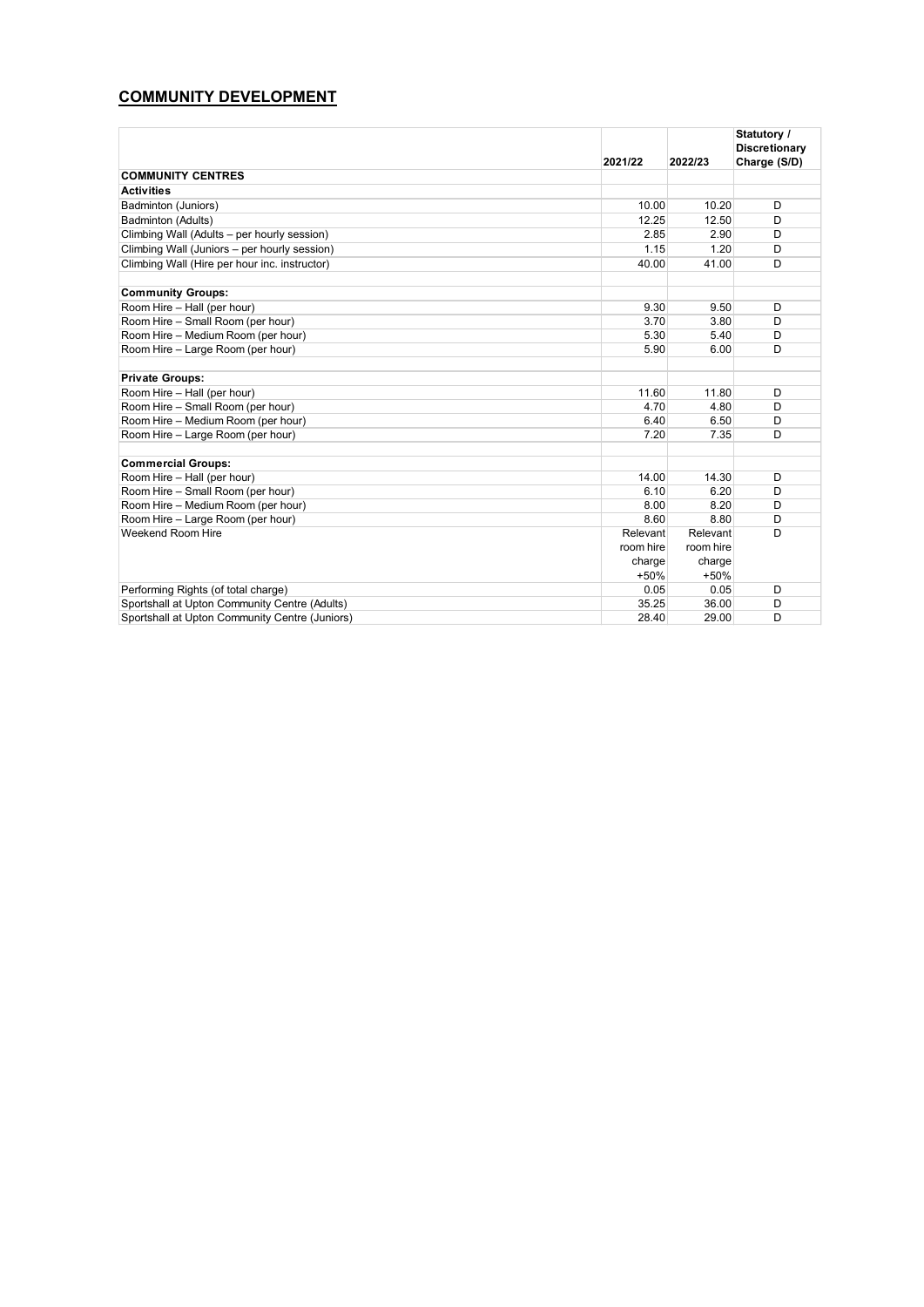## COMMUNITY DEVELOPMENT

| | 2021/22 | 2022/23 | Statutory / Discretionary Charge (S/D) |
|---|---|---|---|
| **COMMUNITY CENTRES** | | | |
| **Activities** | | | |
| Badminton (Juniors) | 10.00 | 10.20 | D |
| Badminton (Adults) | 12.25 | 12.50 | D |
| Climbing Wall (Adults – per hourly session) | 2.85 | 2.90 | D |
| Climbing Wall (Juniors – per hourly session) | 1.15 | 1.20 | D |
| Climbing Wall (Hire per hour inc. instructor) | 40.00 | 41.00 | D |
| | | | |
| **Community Groups:** | | | |
| Room Hire – Hall (per hour) | 9.30 | 9.50 | D |
| Room Hire – Small Room (per hour) | 3.70 | 3.80 | D |
| Room Hire – Medium Room (per hour) | 5.30 | 5.40 | D |
| Room Hire – Large Room (per hour) | 5.90 | 6.00 | D |
| | | | |
| **Private Groups:** | | | |
| Room Hire – Hall (per hour) | 11.60 | 11.80 | D |
| Room Hire – Small Room (per hour) | 4.70 | 4.80 | D |
| Room Hire – Medium Room (per hour) | 6.40 | 6.50 | D |
| Room Hire – Large Room (per hour) | 7.20 | 7.35 | D |
| | | | |
| **Commercial Groups:** | | | |
| Room Hire – Hall (per hour) | 14.00 | 14.30 | D |
| Room Hire – Small Room (per hour) | 6.10 | 6.20 | D |
| Room Hire – Medium Room (per hour) | 8.00 | 8.20 | D |
| Room Hire – Large Room (per hour) | 8.60 | 8.80 | D |
| Weekend Room Hire | Relevant room hire charge +50% | Relevant room hire charge +50% | D |
| Performing Rights (of total charge) | 0.05 | 0.05 | D |
| Sportshall at Upton Community Centre (Adults) | 35.25 | 36.00 | D |
| Sportshall at Upton Community Centre (Juniors) | 28.40 | 29.00 | D |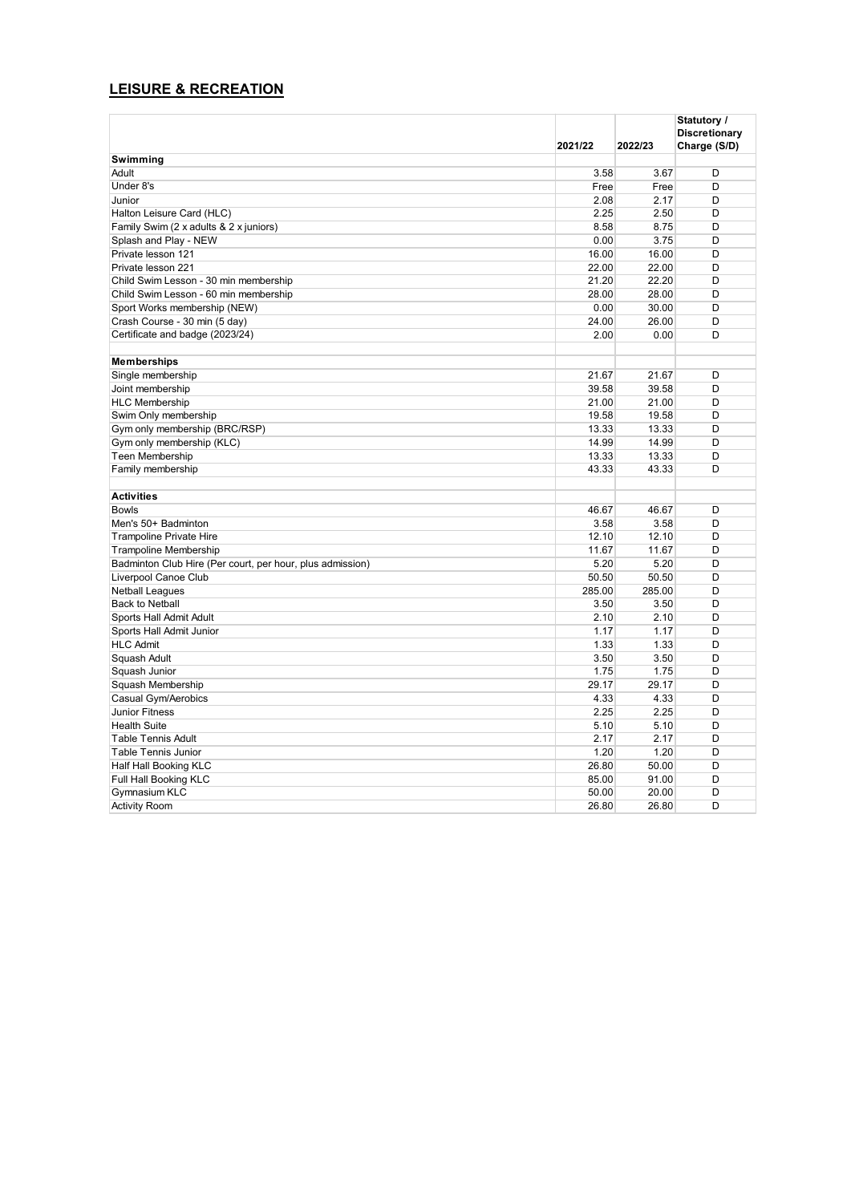## LEISURE & RECREATION

| | 2021/22 | 2022/23 | Statutory / Discretionary Charge (S/D) |
|---|---|---|---|
| **Swimming** | | | |
| Adult | 3.58 | 3.67 | D |
| Under 8's | Free | Free | D |
| Junior | 2.08 | 2.17 | D |
| Halton Leisure Card (HLC) | 2.25 | 2.50 | D |
| Family Swim (2 x adults & 2 x juniors) | 8.58 | 8.75 | D |
| Splash and Play - NEW | 0.00 | 3.75 | D |
| Private lesson 121 | 16.00 | 16.00 | D |
| Private lesson 221 | 22.00 | 22.00 | D |
| Child Swim Lesson - 30 min membership | 21.20 | 22.20 | D |
| Child Swim Lesson - 60 min membership | 28.00 | 28.00 | D |
| Sport Works membership (NEW) | 0.00 | 30.00 | D |
| Crash Course - 30 min (5 day) | 24.00 | 26.00 | D |
| Certificate and badge (2023/24) | 2.00 | 0.00 | D |
| | | | |
| **Memberships** | | | |
| Single membership | 21.67 | 21.67 | D |
| Joint membership | 39.58 | 39.58 | D |
| HLC Membership | 21.00 | 21.00 | D |
| Swim Only membership | 19.58 | 19.58 | D |
| Gym only membership (BRC/RSP) | 13.33 | 13.33 | D |
| Gym only membership (KLC) | 14.99 | 14.99 | D |
| Teen Membership | 13.33 | 13.33 | D |
| Family membership | 43.33 | 43.33 | D |
| | | | |
| **Activities** | | | |
| Bowls | 46.67 | 46.67 | D |
| Men's 50+ Badminton | 3.58 | 3.58 | D |
| Trampoline Private Hire | 12.10 | 12.10 | D |
| Trampoline Membership | 11.67 | 11.67 | D |
| Badminton Club Hire (Per court, per hour, plus admission) | 5.20 | 5.20 | D |
| Liverpool Canoe Club | 50.50 | 50.50 | D |
| Netball Leagues | 285.00 | 285.00 | D |
| Back to Netball | 3.50 | 3.50 | D |
| Sports Hall Admit Adult | 2.10 | 2.10 | D |
| Sports Hall Admit Junior | 1.17 | 1.17 | D |
| HLC Admit | 1.33 | 1.33 | D |
| Squash Adult | 3.50 | 3.50 | D |
| Squash Junior | 1.75 | 1.75 | D |
| Squash Membership | 29.17 | 29.17 | D |
| Casual Gym/Aerobics | 4.33 | 4.33 | D |
| Junior Fitness | 2.25 | 2.25 | D |
| Health Suite | 5.10 | 5.10 | D |
| Table Tennis Adult | 2.17 | 2.17 | D |
| Table Tennis Junior | 1.20 | 1.20 | D |
| Half Hall Booking KLC | 26.80 | 50.00 | D |
| Full Hall Booking KLC | 85.00 | 91.00 | D |
| Gymnasium KLC | 50.00 | 20.00 | D |
| Activity Room | 26.80 | 26.80 | D |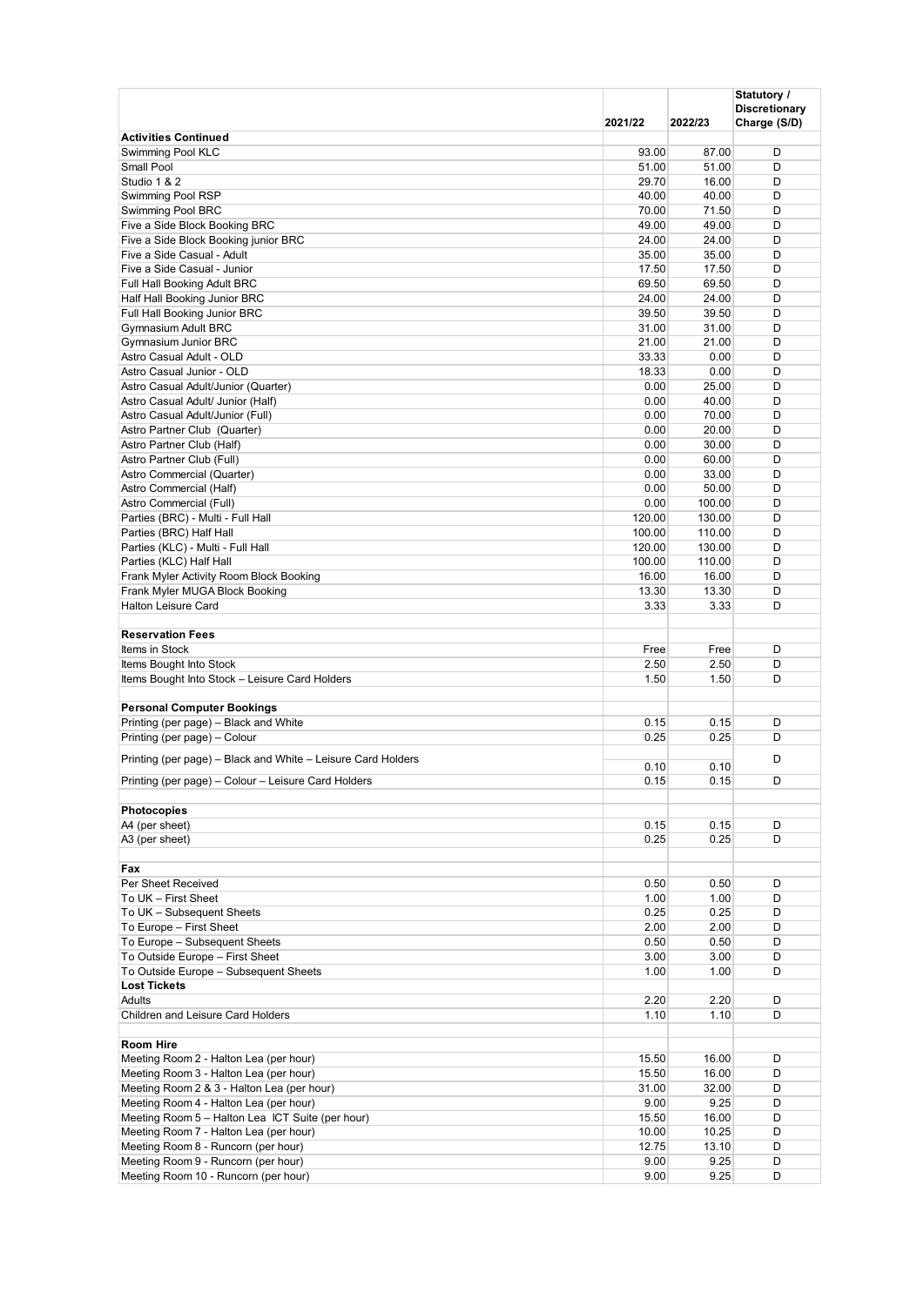| | 2021/22 | 2022/23 | Statutory / Discretionary Charge (S/D) |
|---|---|---|---|
| **Activities Continued** | | | |
| Swimming Pool KLC | 93.00 | 87.00 | D |
| Small Pool | 51.00 | 51.00 | D |
| Studio 1 & 2 | 29.70 | 16.00 | D |
| Swimming Pool RSP | 40.00 | 40.00 | D |
| Swimming Pool BRC | 70.00 | 71.50 | D |
| Five a Side Block Booking BRC | 49.00 | 49.00 | D |
| Five a Side Block Booking junior BRC | 24.00 | 24.00 | D |
| Five a Side Casual - Adult | 35.00 | 35.00 | D |
| Five a Side Casual - Junior | 17.50 | 17.50 | D |
| Full Hall Booking Adult BRC | 69.50 | 69.50 | D |
| Half Hall Booking Junior BRC | 24.00 | 24.00 | D |
| Full Hall Booking Junior BRC | 39.50 | 39.50 | D |
| Gymnasium Adult BRC | 31.00 | 31.00 | D |
| Gymnasium Junior BRC | 21.00 | 21.00 | D |
| Astro Casual Adult - OLD | 33.33 | 0.00 | D |
| Astro Casual Junior - OLD | 18.33 | 0.00 | D |
| Astro Casual Adult/Junior (Quarter) | 0.00 | 25.00 | D |
| Astro Casual Adult/ Junior (Half) | 0.00 | 40.00 | D |
| Astro Casual Adult/Junior (Full) | 0.00 | 70.00 | D |
| Astro Partner Club (Quarter) | 0.00 | 20.00 | D |
| Astro Partner Club (Half) | 0.00 | 30.00 | D |
| Astro Partner Club (Full) | 0.00 | 60.00 | D |
| Astro Commercial (Quarter) | 0.00 | 33.00 | D |
| Astro Commercial (Half) | 0.00 | 50.00 | D |
| Astro Commercial (Full) | 0.00 | 100.00 | D |
| Parties (BRC) - Multi - Full Hall | 120.00 | 130.00 | D |
| Parties (BRC) Half Hall | 100.00 | 110.00 | D |
| Parties (KLC) - Multi - Full Hall | 120.00 | 130.00 | D |
| Parties (KLC) Half Hall | 100.00 | 110.00 | D |
| Frank Myler Activity Room Block Booking | 16.00 | 16.00 | D |
| Frank Myler MUGA Block Booking | 13.30 | 13.30 | D |
| Halton Leisure Card | 3.33 | 3.33 | D |
| | | | |
| **Reservation Fees** | | | |
| Items in Stock | Free | Free | D |
| Items Bought Into Stock | 2.50 | 2.50 | D |
| Items Bought Into Stock – Leisure Card Holders | 1.50 | 1.50 | D |
| | | | |
| **Personal Computer Bookings** | | | |
| Printing (per page) – Black and White | 0.15 | 0.15 | D |
| Printing (per page) – Colour | 0.25 | 0.25 | D |
| Printing (per page) – Black and White – Leisure Card Holders | 0.10 | 0.10 | D |
| Printing (per page) – Colour – Leisure Card Holders | 0.15 | 0.15 | D |
| | | | |
| **Photocopies** | | | |
| A4 (per sheet) | 0.15 | 0.15 | D |
| A3 (per sheet) | 0.25 | 0.25 | D |
| | | | |
| **Fax** | | | |
| Per Sheet Received | 0.50 | 0.50 | D |
| To UK – First Sheet | 1.00 | 1.00 | D |
| To UK – Subsequent Sheets | 0.25 | 0.25 | D |
| To Europe – First Sheet | 2.00 | 2.00 | D |
| To Europe – Subsequent Sheets | 0.50 | 0.50 | D |
| To Outside Europe – First Sheet | 3.00 | 3.00 | D |
| To Outside Europe – Subsequent Sheets | 1.00 | 1.00 | D |
| **Lost Tickets** | | | |
| Adults | 2.20 | 2.20 | D |
| Children and Leisure Card Holders | 1.10 | 1.10 | D |
| | | | |
| **Room Hire** | | | |
| Meeting Room 2 - Halton Lea (per hour) | 15.50 | 16.00 | D |
| Meeting Room 3 - Halton Lea (per hour) | 15.50 | 16.00 | D |
| Meeting Room 2 & 3 - Halton Lea (per hour) | 31.00 | 32.00 | D |
| Meeting Room 4 - Halton Lea (per hour) | 9.00 | 9.25 | D |
| Meeting Room 5 – Halton Lea ICT Suite (per hour) | 15.50 | 16.00 | D |
| Meeting Room 7 - Halton Lea (per hour) | 10.00 | 10.25 | D |
| Meeting Room 8 - Runcorn (per hour) | 12.75 | 13.10 | D |
| Meeting Room 9 - Runcorn (per hour) | 9.00 | 9.25 | D |
| Meeting Room 10 - Runcorn (per hour) | 9.00 | 9.25 | D |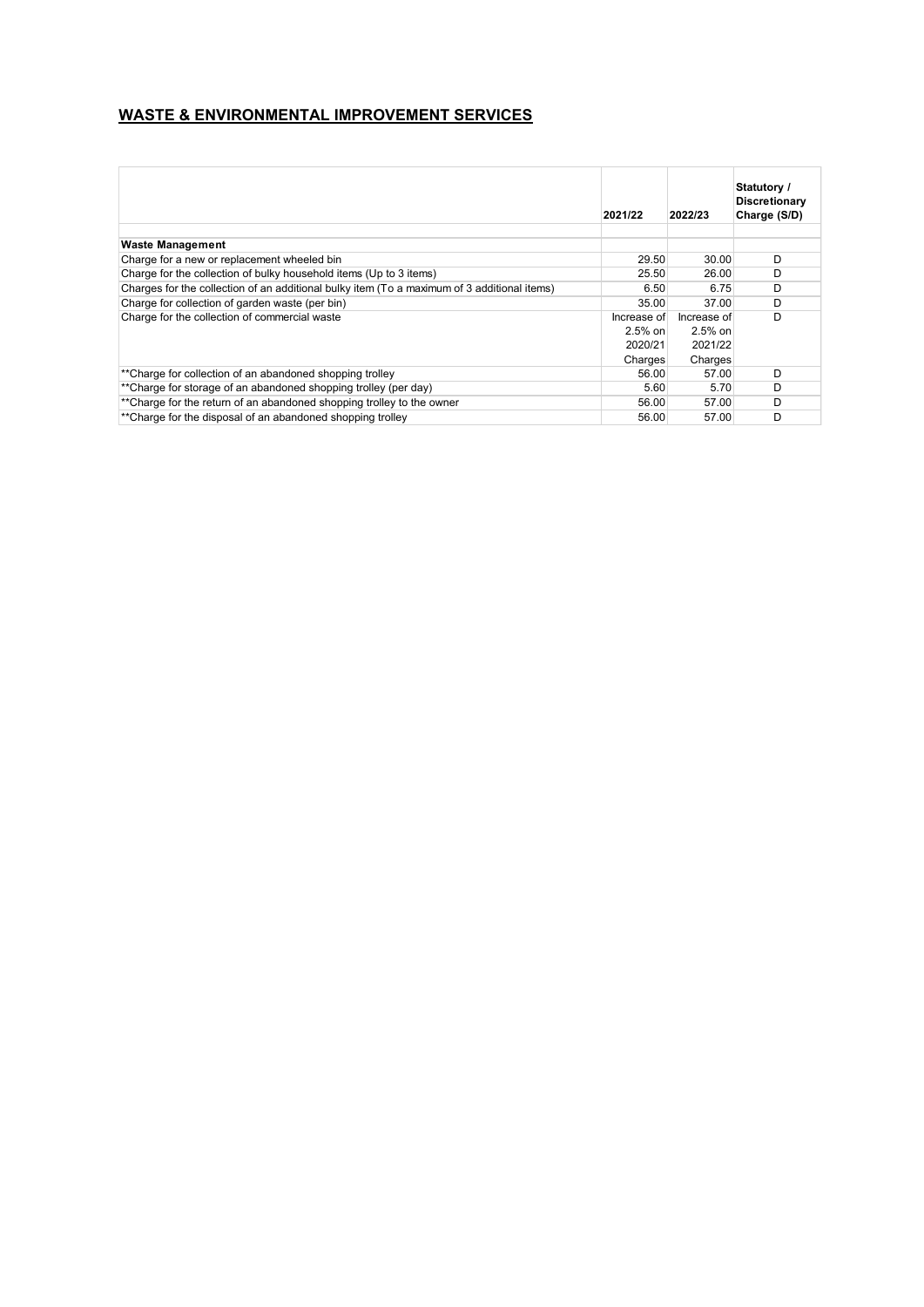## WASTE & ENVIRONMENTAL IMPROVEMENT SERVICES

| | 2021/22 | 2022/23 | Statutory / Discretionary Charge (S/D) |
|---|---|---|---|
| **Waste Management** | | | |
| Charge for a new or replacement wheeled bin | 29.50 | 30.00 | D |
| Charge for the collection of bulky household items (Up to 3 items) | 25.50 | 26.00 | D |
| Charges for the collection of an additional bulky item (To a maximum of 3 additional items) | 6.50 | 6.75 | D |
| Charge for collection of garden waste (per bin) | 35.00 | 37.00 | D |
| Charge for the collection of commercial waste | Increase of 2.5% on 2020/21 Charges | Increase of 2.5% on 2021/22 Charges | D |
| **Charge for collection of an abandoned shopping trolley | 56.00 | 57.00 | D |
| **Charge for storage of an abandoned shopping trolley (per day) | 5.60 | 5.70 | D |
| **Charge for the return of an abandoned shopping trolley to the owner | 56.00 | 57.00 | D |
| **Charge for the disposal of an abandoned shopping trolley | 56.00 | 57.00 | D |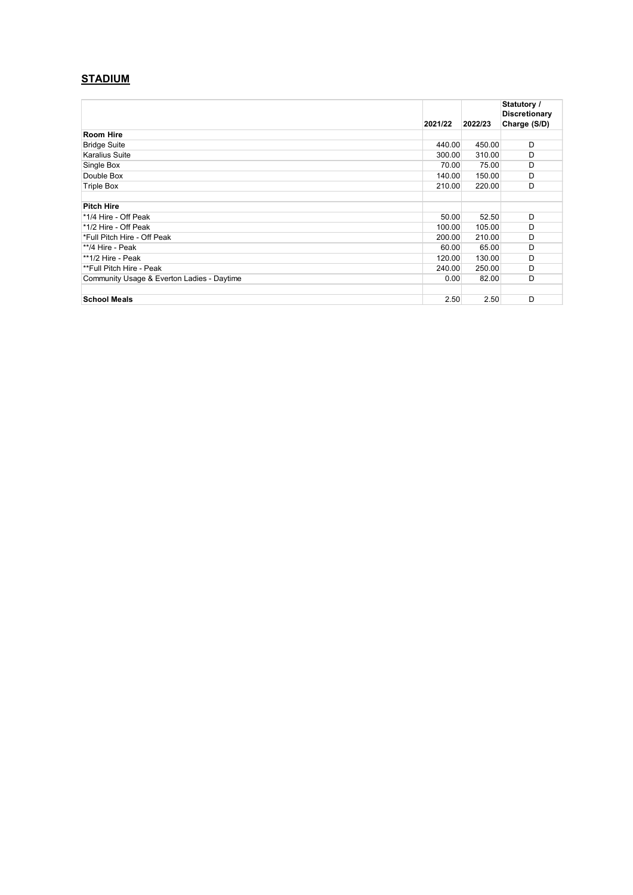## STADIUM

| | 2021/22 | 2022/23 | Statutory / Discretionary Charge (S/D) |
|---|---|---|---|
| **Room Hire** | | | |
| Bridge Suite | 440.00 | 450.00 | D |
| Karalius Suite | 300.00 | 310.00 | D |
| Single Box | 70.00 | 75.00 | D |
| Double Box | 140.00 | 150.00 | D |
| Triple Box | 210.00 | 220.00 | D |
| | | | |
| **Pitch Hire** | | | |
| *1/4 Hire - Off Peak | 50.00 | 52.50 | D |
| *1/2 Hire - Off Peak | 100.00 | 105.00 | D |
| *Full Pitch Hire - Off Peak | 200.00 | 210.00 | D |
| **/4 Hire - Peak | 60.00 | 65.00 | D |
| **1/2 Hire - Peak | 120.00 | 130.00 | D |
| **Full Pitch Hire - Peak | 240.00 | 250.00 | D |
| Community Usage & Everton Ladies - Daytime | 0.00 | 82.00 | D |
| | | | |
| **School Meals** | 2.50 | 2.50 | D |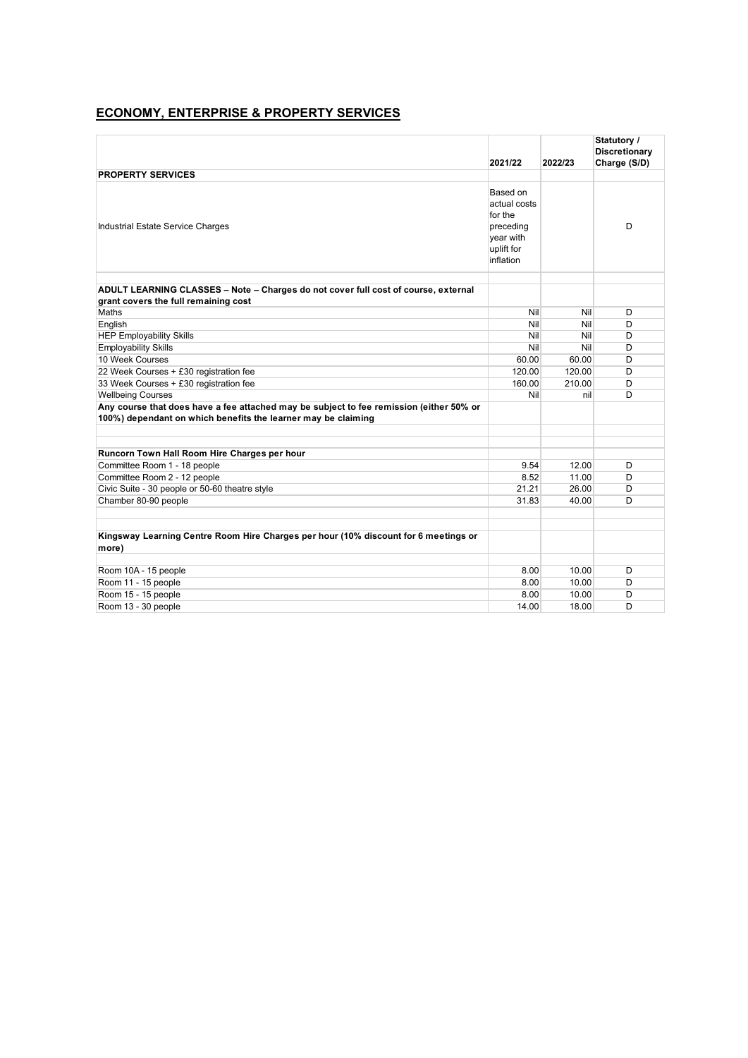## ECONOMY, ENTERPRISE & PROPERTY SERVICES

| | 2021/22 | 2022/23 | Statutory / Discretionary Charge (S/D) |
|---|---|---|---|
| **PROPERTY SERVICES** | | | |
| Industrial Estate Service Charges | Based on actual costs for the preceding year with uplift for inflation | | D |
| | | | |
| **ADULT LEARNING CLASSES – Note – Charges do not cover full cost of course, external grant covers the full remaining cost** | | | |
| Maths | Nil | Nil | D |
| English | Nil | Nil | D |
| HEP Employability Skills | Nil | Nil | D |
| Employability Skills | Nil | Nil | D |
| 10 Week Courses | 60.00 | 60.00 | D |
| 22 Week Courses + £30 registration fee | 120.00 | 120.00 | D |
| 33 Week Courses + £30 registration fee | 160.00 | 210.00 | D |
| Wellbeing Courses | Nil | nil | D |
| **Any course that does have a fee attached may be subject to fee remission (either 50% or 100%) dependant on which benefits the learner may be claiming** | | | |
| | | | |
| **Runcorn Town Hall Room Hire Charges per hour** | | | |
| Committee Room 1 - 18 people | 9.54 | 12.00 | D |
| Committee Room 2 - 12 people | 8.52 | 11.00 | D |
| Civic Suite - 30 people or 50-60 theatre style | 21.21 | 26.00 | D |
| Chamber 80-90 people | 31.83 | 40.00 | D |
| | | | |
| **Kingsway Learning Centre Room Hire Charges per hour (10% discount for 6 meetings or more)** | | | |
| Room 10A - 15 people | 8.00 | 10.00 | D |
| Room 11 - 15 people | 8.00 | 10.00 | D |
| Room 15 - 15 people | 8.00 | 10.00 | D |
| Room 13 - 30 people | 14.00 | 18.00 | D |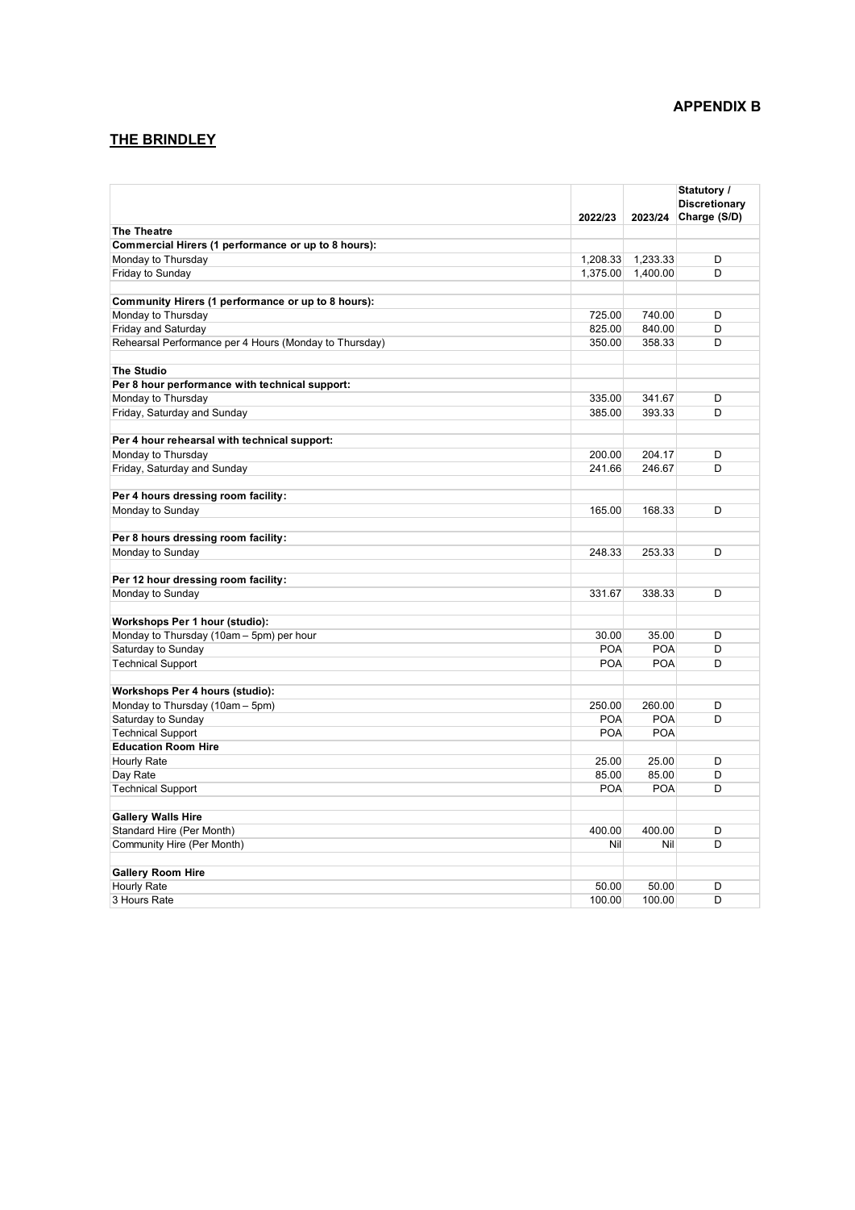**APPENDIX B**

## THE BRINDLEY

| | 2022/23 | 2023/24 | Statutory / Discretionary Charge (S/D) |
|---|---|---|---|
| **The Theatre** | | | |
| **Commercial Hirers (1 performance or up to 8 hours):** | | | |
| Monday to Thursday | 1,208.33 | 1,233.33 | D |
| Friday to Sunday | 1,375.00 | 1,400.00 | D |
| | | | |
| **Community Hirers (1 performance or up to 8 hours):** | | | |
| Monday to Thursday | 725.00 | 740.00 | D |
| Friday and Saturday | 825.00 | 840.00 | D |
| Rehearsal Performance per 4 Hours (Monday to Thursday) | 350.00 | 358.33 | D |
| | | | |
| **The Studio** | | | |
| **Per 8 hour performance with technical support:** | | | |
| Monday to Thursday | 335.00 | 341.67 | D |
| Friday, Saturday and Sunday | 385.00 | 393.33 | D |
| | | | |
| **Per 4 hour rehearsal with technical support:** | | | |
| Monday to Thursday | 200.00 | 204.17 | D |
| Friday, Saturday and Sunday | 241.66 | 246.67 | D |
| | | | |
| **Per 4 hours dressing room facility:** | | | |
| Monday to Sunday | 165.00 | 168.33 | D |
| | | | |
| **Per 8 hours dressing room facility:** | | | |
| Monday to Sunday | 248.33 | 253.33 | D |
| | | | |
| **Per 12 hour dressing room facility:** | | | |
| Monday to Sunday | 331.67 | 338.33 | D |
| | | | |
| **Workshops Per 1 hour (studio):** | | | |
| Monday to Thursday (10am – 5pm) per hour | 30.00 | 35.00 | D |
| Saturday to Sunday | POA | POA | D |
| Technical Support | POA | POA | D |
| | | | |
| **Workshops Per 4 hours (studio):** | | | |
| Monday to Thursday (10am – 5pm) | 250.00 | 260.00 | D |
| Saturday to Sunday | POA | POA | D |
| Technical Support | POA | POA | |
| **Education Room Hire** | | | |
| Hourly Rate | 25.00 | 25.00 | D |
| Day Rate | 85.00 | 85.00 | D |
| Technical Support | POA | POA | D |
| | | | |
| **Gallery Walls Hire** | | | |
| Standard Hire (Per Month) | 400.00 | 400.00 | D |
| Community Hire (Per Month) | Nil | Nil | D |
| | | | |
| **Gallery Room Hire** | | | |
| Hourly Rate | 50.00 | 50.00 | D |
| 3 Hours Rate | 100.00 | 100.00 | D |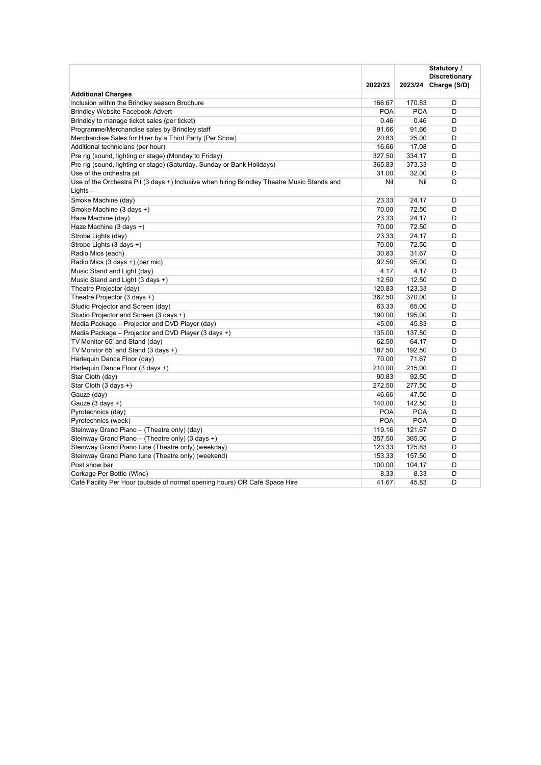| | 2022/23 | 2023/24 | Statutory / Discretionary Charge (S/D) |
|---|---|---|---|
| **Additional Charges** | | | |
| Inclusion within the Brindley season Brochure | 166.67 | 170.83 | D |
| Brindley Website Facebook Advert | POA | POA | D |
| Brindley to manage ticket sales (per ticket) | 0.46 | 0.46 | D |
| Programme/Merchandise sales by Brindley staff | 91.66 | 91.66 | D |
| Merchandise Sales for Hirer by a Third Party (Per Show) | 20.83 | 25.00 | D |
| Additional technicians (per hour) | 16.66 | 17.08 | D |
| Pre rig (sound, lighting or stage) (Monday to Friday) | 327.50 | 334.17 | D |
| Pre rig (sound, lighting or stage) (Saturday, Sunday or Bank Holidays) | 365.83 | 373.33 | D |
| Use of the orchestra pit | 31.00 | 32.00 | D |
| Use of the Orchestra Pit (3 days +) Inclusive when hiring Brindley Theatre Music Stands and Lights – | Nil | Nil | D |
| Smoke Machine (day) | 23.33 | 24.17 | D |
| Smoke Machine (3 days +) | 70.00 | 72.50 | D |
| Haze Machine (day) | 23.33 | 24.17 | D |
| Haze Machine (3 days +) | 70.00 | 72.50 | D |
| Strobe Lights (day) | 23.33 | 24.17 | D |
| Strobe Lights (3 days +) | 70.00 | 72.50 | D |
| Radio Mics (each) | 30.83 | 31.67 | D |
| Radio Mics (3 days +) (per mic) | 92.50 | 95.00 | D |
| Music Stand and Light (day) | 4.17 | 4.17 | D |
| Music Stand and Light (3 days +) | 12.50 | 12.50 | D |
| Theatre Projector (day) | 120.83 | 123.33 | D |
| Theatre Projector (3 days +) | 362.50 | 370.00 | D |
| Studio Projector and Screen (day) | 63.33 | 65.00 | D |
| Studio Projector and Screen (3 days +) | 190.00 | 195.00 | D |
| Media Package – Projector and DVD Player (day) | 45.00 | 45.83 | D |
| Media Package – Projector and DVD Player (3 days +) | 135.00 | 137.50 | D |
| TV Monitor 65' and Stand (day) | 62.50 | 64.17 | D |
| TV Monitor 65' and Stand (3 days +) | 187.50 | 192.50 | D |
| Harlequin Dance Floor (day) | 70.00 | 71.67 | D |
| Harlequin Dance Floor (3 days +) | 210.00 | 215.00 | D |
| Star Cloth (day) | 90.83 | 92.50 | D |
| Star Cloth (3 days +) | 272.50 | 277.50 | D |
| Gauze (day) | 46.66 | 47.50 | D |
| Gauze (3 days +) | 140.00 | 142.50 | D |
| Pyrotechnics (day) | POA | POA | D |
| Pyrotechnics (week) | POA | POA | D |
| Steinway Grand Piano – (Theatre only) (day) | 119.16 | 121.67 | D |
| Steinway Grand Piano – (Theatre only) (3 days +) | 357.50 | 365.00 | D |
| Steinway Grand Piano tune (Theatre only) (weekday) | 123.33 | 125.83 | D |
| Steinway Grand Piano tune (Theatre only) (weekend) | 153.33 | 157.50 | D |
| Post show bar | 100.00 | 104.17 | D |
| Corkage Per Bottle (Wine) | 8.33 | 8.33 | D |
| Café Facility Per Hour (outside of normal opening hours) OR Café Space Hire | 41.67 | 45.83 | D |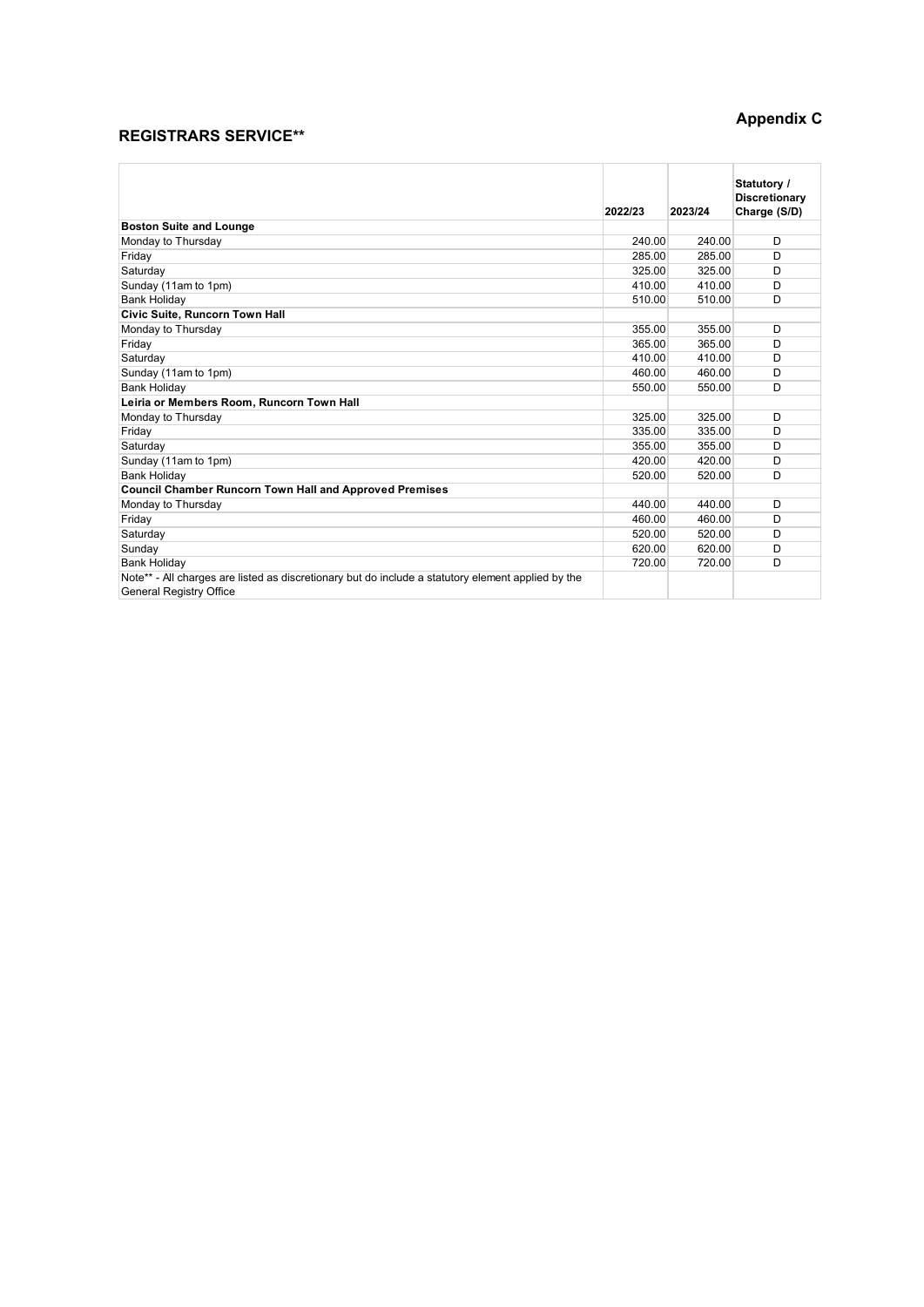# Appendix C

## REGISTRARS SERVICE**

| | 2022/23 | 2023/24 | Statutory / Discretionary Charge (S/D) |
|---|---|---|---|
| **Boston Suite and Lounge** | | | |
| Monday to Thursday | 240.00 | 240.00 | D |
| Friday | 285.00 | 285.00 | D |
| Saturday | 325.00 | 325.00 | D |
| Sunday (11am to 1pm) | 410.00 | 410.00 | D |
| Bank Holiday | 510.00 | 510.00 | D |
| **Civic Suite, Runcorn Town Hall** | | | |
| Monday to Thursday | 355.00 | 355.00 | D |
| Friday | 365.00 | 365.00 | D |
| Saturday | 410.00 | 410.00 | D |
| Sunday (11am to 1pm) | 460.00 | 460.00 | D |
| Bank Holiday | 550.00 | 550.00 | D |
| **Leiria or Members Room, Runcorn Town Hall** | | | |
| Monday to Thursday | 325.00 | 325.00 | D |
| Friday | 335.00 | 335.00 | D |
| Saturday | 355.00 | 355.00 | D |
| Sunday (11am to 1pm) | 420.00 | 420.00 | D |
| Bank Holiday | 520.00 | 520.00 | D |
| **Council Chamber Runcorn Town Hall and Approved Premises** | | | |
| Monday to Thursday | 440.00 | 440.00 | D |
| Friday | 460.00 | 460.00 | D |
| Saturday | 520.00 | 520.00 | D |
| Sunday | 620.00 | 620.00 | D |
| Bank Holiday | 720.00 | 720.00 | D |
| Note** - All charges are listed as discretionary but do include a statutory element applied by the General Registry Office | | | |